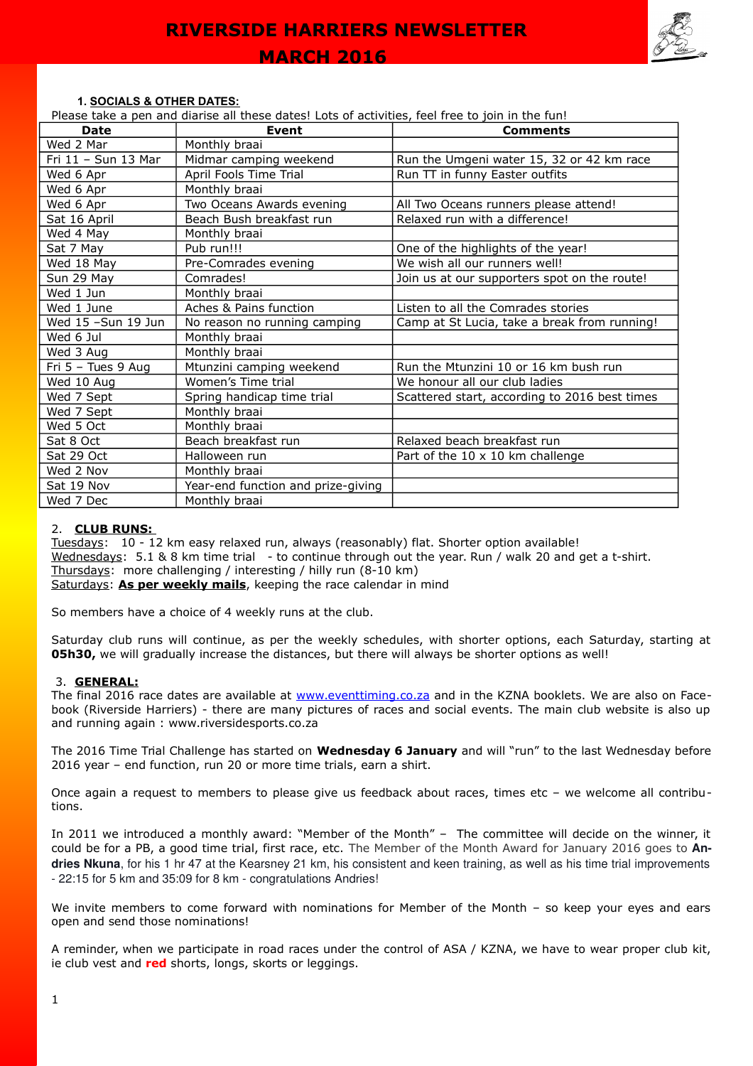# RIVERSIDE HARRIERS NEWSLETTER

# MARCH 2016

### 1. SOCIALS & OTHER DATES:

Please take a pen and diarise all these dates! Lots of activities, feel free to join in the fun!

| Date | Event | Comments |
|---|---|---|
| Wed 2 Mar | Monthly braai | |
| Fri 11 – Sun 13 Mar | Midmar camping weekend | Run the Umgeni water 15, 32 or 42 km race |
| Wed 6 Apr | April Fools Time Trial | Run TT in funny Easter outfits |
| Wed 6 Apr | Monthly braai | |
| Wed 6 Apr | Two Oceans Awards evening | All Two Oceans runners please attend! |
| Sat 16 April | Beach Bush breakfast run | Relaxed run with a difference! |
| Wed 4 May | Monthly braai | |
| Sat 7 May | Pub run!!! | One of the highlights of the year! |
| Wed 18 May | Pre-Comrades evening | We wish all our runners well! |
| Sun 29 May | Comrades! | Join us at our supporters spot on the route! |
| Wed 1 Jun | Monthly braai | |
| Wed 1 June | Aches & Pains function | Listen to all the Comrades stories |
| Wed 15 –Sun 19 Jun | No reason no running camping | Camp at St Lucia, take a break from running! |
| Wed 6 Jul | Monthly braai | |
| Wed 3 Aug | Monthly braai | |
| Fri 5 – Tues 9 Aug | Mtunzini camping weekend | Run the Mtunzini 10 or 16 km bush run |
| Wed 10 Aug | Women's Time trial | We honour all our club ladies |
| Wed 7 Sept | Spring handicap time trial | Scattered start, according to 2016 best times |
| Wed 7 Sept | Monthly braai | |
| Wed 5 Oct | Monthly braai | |
| Sat 8 Oct | Beach breakfast run | Relaxed beach breakfast run |
| Sat 29 Oct | Halloween run | Part of the 10 x 10 km challenge |
| Wed 2 Nov | Monthly braai | |
| Sat 19 Nov | Year-end function and prize-giving | |
| Wed 7 Dec | Monthly braai | |

### 2. CLUB RUNS:

Tuesdays: 10 - 12 km easy relaxed run, always (reasonably) flat. Shorter option available!
Wednesdays: 5.1 & 8 km time trial - to continue through out the year. Run / walk 20 and get a t-shirt.
Thursdays: more challenging / interesting / hilly run (8-10 km)
Saturdays: **As per weekly mails**, keeping the race calendar in mind

So members have a choice of 4 weekly runs at the club.

Saturday club runs will continue, as per the weekly schedules, with shorter options, each Saturday, starting at **05h30,** we will gradually increase the distances, but there will always be shorter options as well!

### 3. GENERAL:

The final 2016 race dates are available at www.eventtiming.co.za and in the KZNA booklets. We are also on Facebook (Riverside Harriers) - there are many pictures of races and social events. The main club website is also up and running again : www.riversidesports.co.za

The 2016 Time Trial Challenge has started on **Wednesday 6 January** and will "run" to the last Wednesday before 2016 year – end function, run 20 or more time trials, earn a shirt.

Once again a request to members to please give us feedback about races, times etc – we welcome all contributions.

In 2011 we introduced a monthly award: "Member of the Month" – The committee will decide on the winner, it could be for a PB, a good time trial, first race, etc. The Member of the Month Award for January 2016 goes to **Andries Nkuna**, for his 1 hr 47 at the Kearsney 21 km, his consistent and keen training, as well as his time trial improvements - 22:15 for 5 km and 35:09 for 8 km - congratulations Andries!

We invite members to come forward with nominations for Member of the Month – so keep your eyes and ears open and send those nominations!

A reminder, when we participate in road races under the control of ASA / KZNA, we have to wear proper club kit, ie club vest and **red** shorts, longs, skorts or leggings.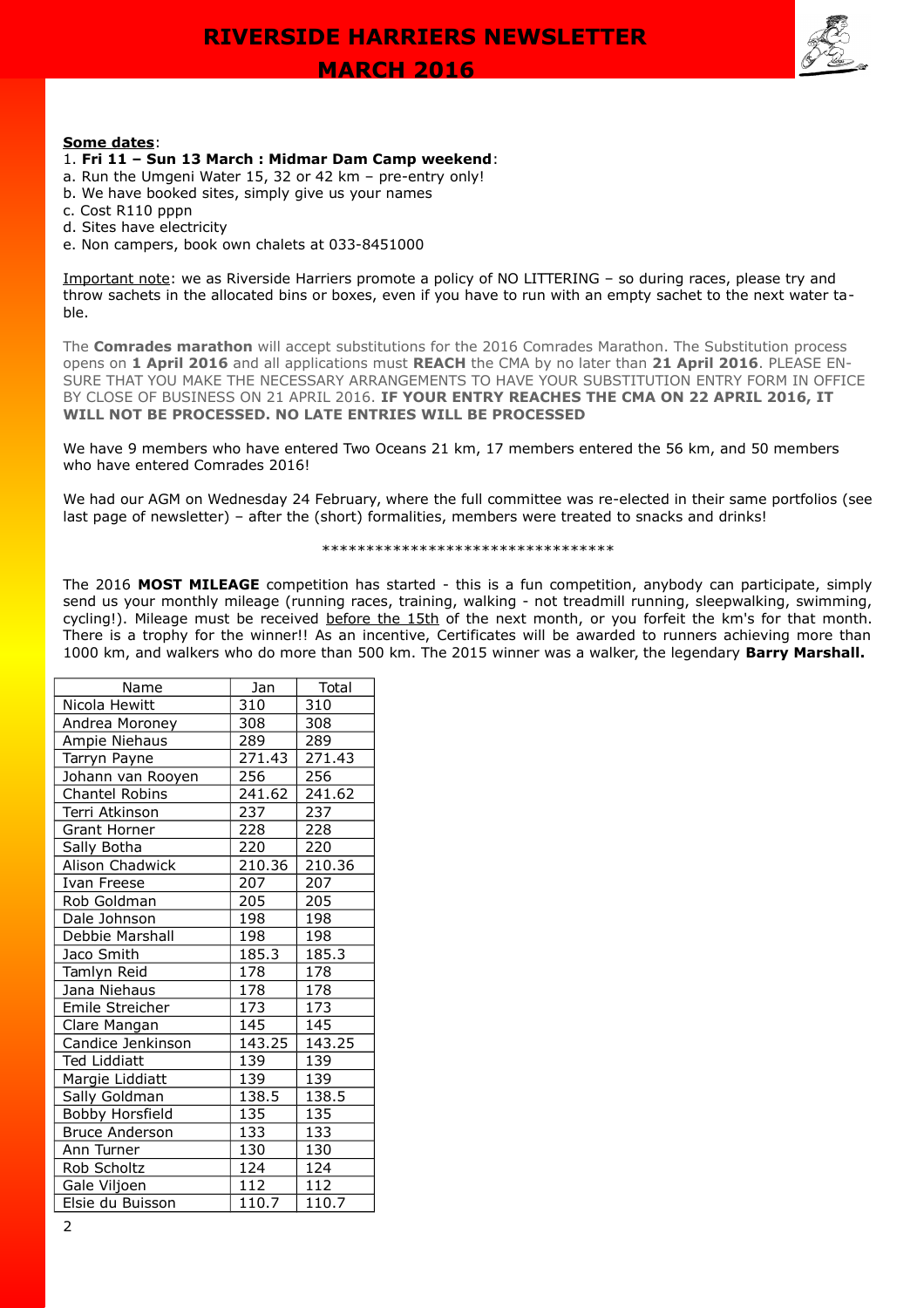**Some dates**:

1. **Fri 11 – Sun 13 March : Midmar Dam Camp weekend**:

a. Run the Umgeni Water 15, 32 or 42 km – pre-entry only!
b. We have booked sites, simply give us your names
c. Cost R110 pppn
d. Sites have electricity
e. Non campers, book own chalets at 033-8451000

Important note: we as Riverside Harriers promote a policy of NO LITTERING – so during races, please try and throw sachets in the allocated bins or boxes, even if you have to run with an empty sachet to the next water table.

The **Comrades marathon** will accept substitutions for the 2016 Comrades Marathon. The Substitution process opens on **1 April 2016** and all applications must **REACH** the CMA by no later than **21 April 2016**. PLEASE ENSURE THAT YOU MAKE THE NECESSARY ARRANGEMENTS TO HAVE YOUR SUBSTITUTION ENTRY FORM IN OFFICE BY CLOSE OF BUSINESS ON 21 APRIL 2016. **IF YOUR ENTRY REACHES THE CMA ON 22 APRIL 2016, IT WILL NOT BE PROCESSED. NO LATE ENTRIES WILL BE PROCESSED**

We have 9 members who have entered Two Oceans 21 km, 17 members entered the 56 km, and 50 members who have entered Comrades 2016!

We had our AGM on Wednesday 24 February, where the full committee was re-elected in their same portfolios (see last page of newsletter) – after the (short) formalities, members were treated to snacks and drinks!

**********************************

The 2016 **MOST MILEAGE** competition has started - this is a fun competition, anybody can participate, simply send us your monthly mileage (running races, training, walking - not treadmill running, sleepwalking, swimming, cycling!). Mileage must be received before the 15th of the next month, or you forfeit the km's for that month. There is a trophy for the winner!! As an incentive, Certificates will be awarded to runners achieving more than 1000 km, and walkers who do more than 500 km. The 2015 winner was a walker, the legendary **Barry Marshall.**

| Name | Jan | Total |
|---|---|---|
| Nicola Hewitt | 310 | 310 |
| Andrea Moroney | 308 | 308 |
| Ampie Niehaus | 289 | 289 |
| Tarryn Payne | 271.43 | 271.43 |
| Johann van Rooyen | 256 | 256 |
| Chantel Robins | 241.62 | 241.62 |
| Terri Atkinson | 237 | 237 |
| Grant Horner | 228 | 228 |
| Sally Botha | 220 | 220 |
| Alison Chadwick | 210.36 | 210.36 |
| Ivan Freese | 207 | 207 |
| Rob Goldman | 205 | 205 |
| Dale Johnson | 198 | 198 |
| Debbie Marshall | 198 | 198 |
| Jaco Smith | 185.3 | 185.3 |
| Tamlyn Reid | 178 | 178 |
| Jana Niehaus | 178 | 178 |
| Emile Streicher | 173 | 173 |
| Clare Mangan | 145 | 145 |
| Candice Jenkinson | 143.25 | 143.25 |
| Ted Liddiatt | 139 | 139 |
| Margie Liddiatt | 139 | 139 |
| Sally Goldman | 138.5 | 138.5 |
| Bobby Horsfield | 135 | 135 |
| Bruce Anderson | 133 | 133 |
| Ann Turner | 130 | 130 |
| Rob Scholtz | 124 | 124 |
| Gale Viljoen | 112 | 112 |
| Elsie du Buisson | 110.7 | 110.7 |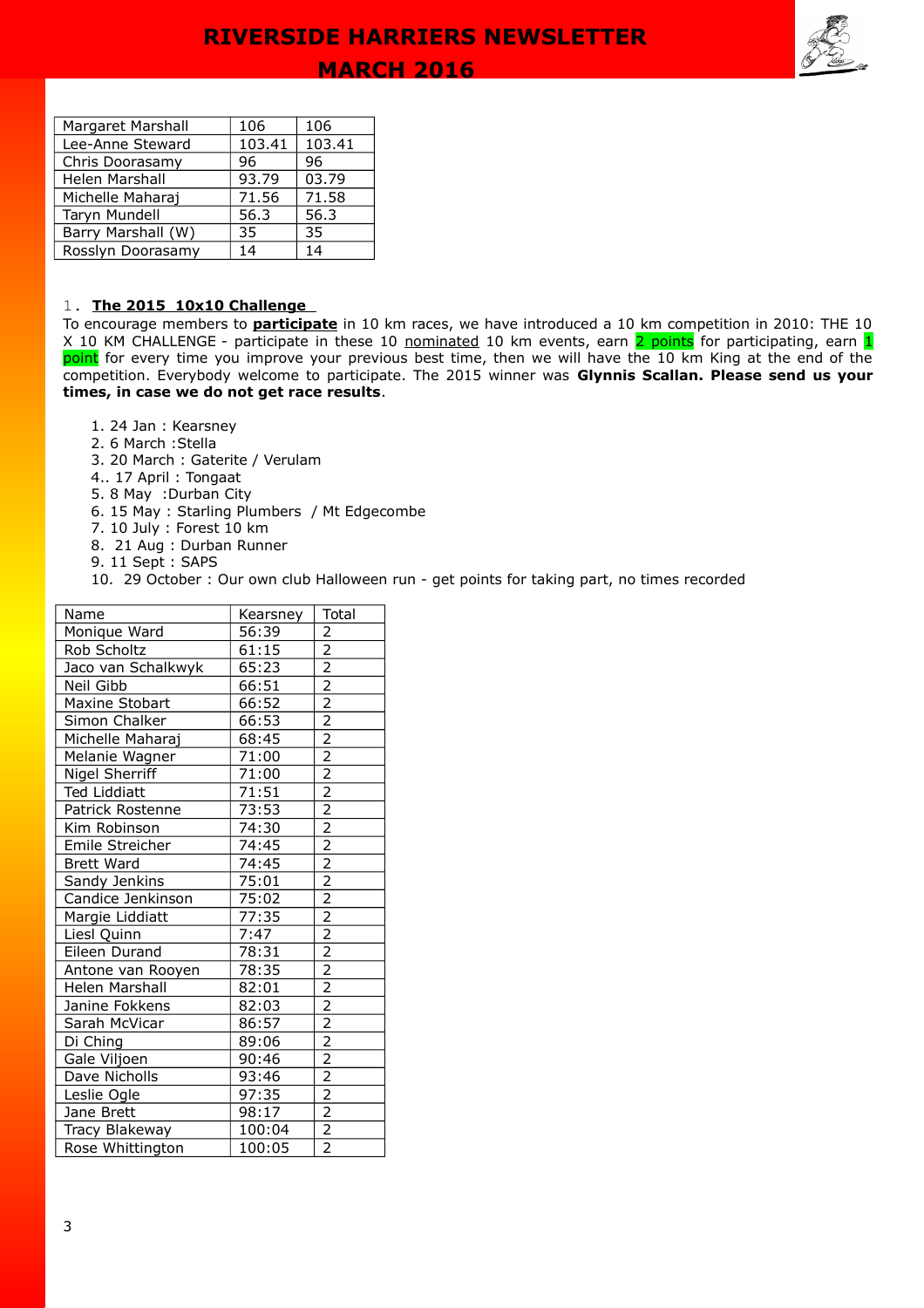| Margaret Marshall | 106 | 106 |
|---|---|---|
| Lee-Anne Steward | 103.41 | 103.41 |
| Chris Doorasamy | 96 | 96 |
| Helen Marshall | 93.79 | 03.79 |
| Michelle Maharaj | 71.56 | 71.58 |
| Taryn Mundell | 56.3 | 56.3 |
| Barry Marshall (W) | 35 | 35 |
| Rosslyn Doorasamy | 14 | 14 |

1. **The 2015 10x10 Challenge**

To encourage members to **participate** in 10 km races, we have introduced a 10 km competition in 2010: THE 10 X 10 KM CHALLENGE - participate in these 10 nominated 10 km events, earn 2 points for participating, earn 1 point for every time you improve your previous best time, then we will have the 10 km King at the end of the competition. Everybody welcome to participate. The 2015 winner was **Glynnis Scallan. Please send us your times, in case we do not get race results**.

1. 24 Jan : Kearsney
2. 6 March :Stella
3. 20 March : Gaterite / Verulam
4.. 17 April : Tongaat
5. 8 May :Durban City
6. 15 May : Starling Plumbers / Mt Edgecombe
7. 10 July : Forest 10 km
8. 21 Aug : Durban Runner
9. 11 Sept : SAPS
10. 29 October : Our own club Halloween run - get points for taking part, no times recorded

| Name | Kearsney | Total |
|---|---|---|
| Monique Ward | 56:39 | 2 |
| Rob Scholtz | 61:15 | 2 |
| Jaco van Schalkwyk | 65:23 | 2 |
| Neil Gibb | 66:51 | 2 |
| Maxine Stobart | 66:52 | 2 |
| Simon Chalker | 66:53 | 2 |
| Michelle Maharaj | 68:45 | 2 |
| Melanie Wagner | 71:00 | 2 |
| Nigel Sherriff | 71:00 | 2 |
| Ted Liddiatt | 71:51 | 2 |
| Patrick Rostenne | 73:53 | 2 |
| Kim Robinson | 74:30 | 2 |
| Emile Streicher | 74:45 | 2 |
| Brett Ward | 74:45 | 2 |
| Sandy Jenkins | 75:01 | 2 |
| Candice Jenkinson | 75:02 | 2 |
| Margie Liddiatt | 77:35 | 2 |
| Liesl Quinn | 7:47 | 2 |
| Eileen Durand | 78:31 | 2 |
| Antone van Rooyen | 78:35 | 2 |
| Helen Marshall | 82:01 | 2 |
| Janine Fokkens | 82:03 | 2 |
| Sarah McVicar | 86:57 | 2 |
| Di Ching | 89:06 | 2 |
| Gale Viljoen | 90:46 | 2 |
| Dave Nicholls | 93:46 | 2 |
| Leslie Ogle | 97:35 | 2 |
| Jane Brett | 98:17 | 2 |
| Tracy Blakeway | 100:04 | 2 |
| Rose Whittington | 100:05 | 2 |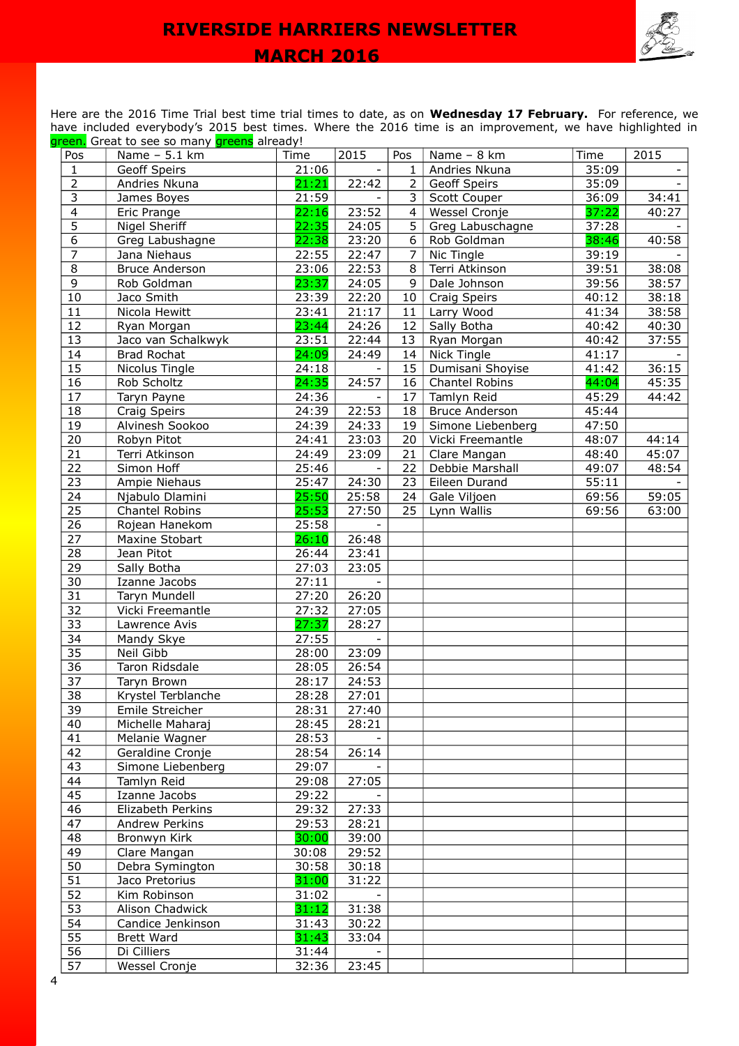Here are the 2016 Time Trial best time trial times to date, as on **Wednesday 17 February.** For reference, we have included everybody's 2015 best times. Where the 2016 time is an improvement, we have highlighted in green. Great to see so many greens already!

| Pos | Name – 5.1 km | Time | 2015 | Pos | Name – 8 km | Time | 2015 |
|---|---|---|---|---|---|---|---|
| 1 | Geoff Speirs | 21:06 | - | 1 | Andries Nkuna | 35:09 | - |
| 2 | Andries Nkuna | 21:21 | 22:42 | 2 | Geoff Speirs | 35:09 | - |
| 3 | James Boyes | 21:59 | - | 3 | Scott Couper | 36:09 | 34:41 |
| 4 | Eric Prange | 22:16 | 23:52 | 4 | Wessel Cronje | 37:22 | 40:27 |
| 5 | Nigel Sheriff | 22:35 | 24:05 | 5 | Greg Labuschagne | 37:28 | - |
| 6 | Greg Labushagne | 22:38 | 23:20 | 6 | Rob Goldman | 38:46 | 40:58 |
| 7 | Jana Niehaus | 22:55 | 22:47 | 7 | Nic Tingle | 39:19 | - |
| 8 | Bruce Anderson | 23:06 | 22:53 | 8 | Terri Atkinson | 39:51 | 38:08 |
| 9 | Rob Goldman | 23:37 | 24:05 | 9 | Dale Johnson | 39:56 | 38:57 |
| 10 | Jaco Smith | 23:39 | 22:20 | 10 | Craig Speirs | 40:12 | 38:18 |
| 11 | Nicola Hewitt | 23:41 | 21:17 | 11 | Larry Wood | 41:34 | 38:58 |
| 12 | Ryan Morgan | 23:44 | 24:26 | 12 | Sally Botha | 40:42 | 40:30 |
| 13 | Jaco van Schalkwyk | 23:51 | 22:44 | 13 | Ryan Morgan | 40:42 | 37:55 |
| 14 | Brad Rochat | 24:09 | 24:49 | 14 | Nick Tingle | 41:17 | - |
| 15 | Nicolus Tingle | 24:18 | - | 15 | Dumisani Shoyise | 41:42 | 36:15 |
| 16 | Rob Scholtz | 24:35 | 24:57 | 16 | Chantel Robins | 44:04 | 45:35 |
| 17 | Taryn Payne | 24:36 | - | 17 | Tamlyn Reid | 45:29 | 44:42 |
| 18 | Craig Speirs | 24:39 | 22:53 | 18 | Bruce Anderson | 45:44 | |
| 19 | Alvinesh Sookoo | 24:39 | 24:33 | 19 | Simone Liebenberg | 47:50 | |
| 20 | Robyn Pitot | 24:41 | 23:03 | 20 | Vicki Freemantle | 48:07 | 44:14 |
| 21 | Terri Atkinson | 24:49 | 23:09 | 21 | Clare Mangan | 48:40 | 45:07 |
| 22 | Simon Hoff | 25:46 | - | 22 | Debbie Marshall | 49:07 | 48:54 |
| 23 | Ampie Niehaus | 25:47 | 24:30 | 23 | Eileen Durand | 55:11 | - |
| 24 | Njabulo Dlamini | 25:50 | 25:58 | 24 | Gale Viljoen | 69:56 | 59:05 |
| 25 | Chantel Robins | 25:53 | 27:50 | 25 | Lynn Wallis | 69:56 | 63:00 |
| 26 | Rojean Hanekom | 25:58 | - | | | | |
| 27 | Maxine Stobart | 26:10 | 26:48 | | | | |
| 28 | Jean Pitot | 26:44 | 23:41 | | | | |
| 29 | Sally Botha | 27:03 | 23:05 | | | | |
| 30 | Izanne Jacobs | 27:11 | - | | | | |
| 31 | Taryn Mundell | 27:20 | 26:20 | | | | |
| 32 | Vicki Freemantle | 27:32 | 27:05 | | | | |
| 33 | Lawrence Avis | 27:37 | 28:27 | | | | |
| 34 | Mandy Skye | 27:55 | - | | | | |
| 35 | Neil Gibb | 28:00 | 23:09 | | | | |
| 36 | Taron Ridsdale | 28:05 | 26:54 | | | | |
| 37 | Taryn Brown | 28:17 | 24:53 | | | | |
| 38 | Krystel Terblanche | 28:28 | 27:01 | | | | |
| 39 | Emile Streicher | 28:31 | 27:40 | | | | |
| 40 | Michelle Maharaj | 28:45 | 28:21 | | | | |
| 41 | Melanie Wagner | 28:53 | - | | | | |
| 42 | Geraldine Cronje | 28:54 | 26:14 | | | | |
| 43 | Simone Liebenberg | 29:07 | - | | | | |
| 44 | Tamlyn Reid | 29:08 | 27:05 | | | | |
| 45 | Izanne Jacobs | 29:22 | - | | | | |
| 46 | Elizabeth Perkins | 29:32 | 27:33 | | | | |
| 47 | Andrew Perkins | 29:53 | 28:21 | | | | |
| 48 | Bronwyn Kirk | 30:00 | 39:00 | | | | |
| 49 | Clare Mangan | 30:08 | 29:52 | | | | |
| 50 | Debra Symington | 30:58 | 30:18 | | | | |
| 51 | Jaco Pretorius | 31:00 | 31:22 | | | | |
| 52 | Kim Robinson | 31:02 | - | | | | |
| 53 | Alison Chadwick | 31:12 | 31:38 | | | | |
| 54 | Candice Jenkinson | 31:43 | 30:22 | | | | |
| 55 | Brett Ward | 31:43 | 33:04 | | | | |
| 56 | Di Cilliers | 31:44 | - | | | | |
| 57 | Wessel Cronje | 32:36 | 23:45 | | | | |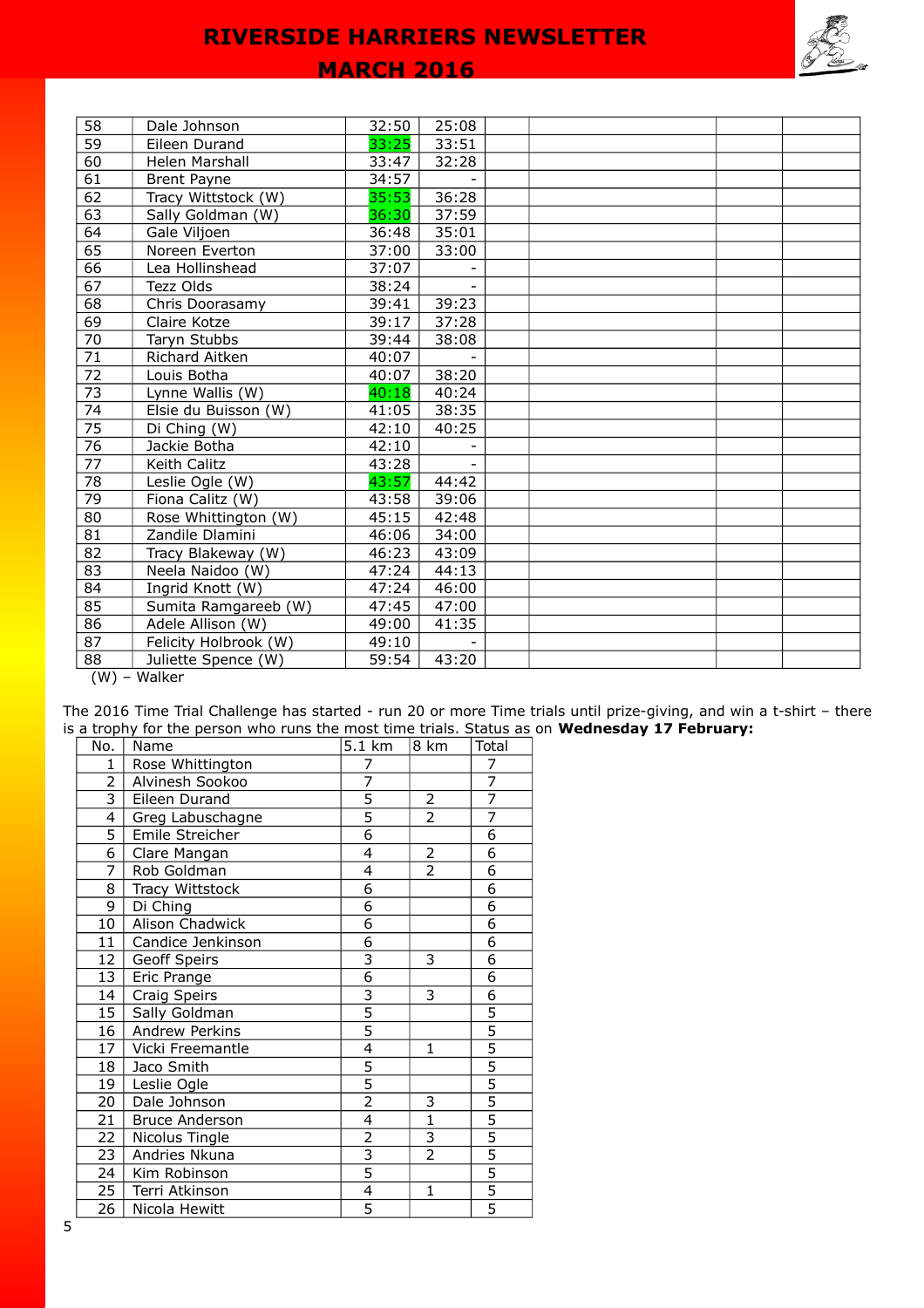| | | | | | | | |
|---|---|---|---|---|---|---|---|
| 58 | Dale Johnson | 32:50 | 25:08 | | | | |
| 59 | Eileen Durand | 33:25 | 33:51 | | | | |
| 60 | Helen Marshall | 33:47 | 32:28 | | | | |
| 61 | Brent Payne | 34:57 | - | | | | |
| 62 | Tracy Wittstock (W) | 35:53 | 36:28 | | | | |
| 63 | Sally Goldman (W) | 36:30 | 37:59 | | | | |
| 64 | Gale Viljoen | 36:48 | 35:01 | | | | |
| 65 | Noreen Everton | 37:00 | 33:00 | | | | |
| 66 | Lea Hollinshead | 37:07 | - | | | | |
| 67 | Tezz Olds | 38:24 | - | | | | |
| 68 | Chris Doorasamy | 39:41 | 39:23 | | | | |
| 69 | Claire Kotze | 39:17 | 37:28 | | | | |
| 70 | Taryn Stubbs | 39:44 | 38:08 | | | | |
| 71 | Richard Aitken | 40:07 | - | | | | |
| 72 | Louis Botha | 40:07 | 38:20 | | | | |
| 73 | Lynne Wallis (W) | 40:18 | 40:24 | | | | |
| 74 | Elsie du Buisson (W) | 41:05 | 38:35 | | | | |
| 75 | Di Ching (W) | 42:10 | 40:25 | | | | |
| 76 | Jackie Botha | 42:10 | - | | | | |
| 77 | Keith Calitz | 43:28 | - | | | | |
| 78 | Leslie Ogle (W) | 43:57 | 44:42 | | | | |
| 79 | Fiona Calitz (W) | 43:58 | 39:06 | | | | |
| 80 | Rose Whittington (W) | 45:15 | 42:48 | | | | |
| 81 | Zandile Dlamini | 46:06 | 34:00 | | | | |
| 82 | Tracy Blakeway (W) | 46:23 | 43:09 | | | | |
| 83 | Neela Naidoo (W) | 47:24 | 44:13 | | | | |
| 84 | Ingrid Knott (W) | 47:24 | 46:00 | | | | |
| 85 | Sumita Ramgareeb (W) | 47:45 | 47:00 | | | | |
| 86 | Adele Allison (W) | 49:00 | 41:35 | | | | |
| 87 | Felicity Holbrook (W) | 49:10 | - | | | | |
| 88 | Juliette Spence (W) | 59:54 | 43:20 | | | | |

(W) – Walker

The 2016 Time Trial Challenge has started - run 20 or more Time trials until prize-giving, and win a t-shirt – there is a trophy for the person who runs the most time trials. Status as on **Wednesday 17 February:**

| No. | Name | 5.1 km | 8 km | Total |
|---|---|---|---|---|
| 1 | Rose Whittington | 7 | | 7 |
| 2 | Alvinesh Sookoo | 7 | | 7 |
| 3 | Eileen Durand | 5 | 2 | 7 |
| 4 | Greg Labuschagne | 5 | 2 | 7 |
| 5 | Emile Streicher | 6 | | 6 |
| 6 | Clare Mangan | 4 | 2 | 6 |
| 7 | Rob Goldman | 4 | 2 | 6 |
| 8 | Tracy Wittstock | 6 | | 6 |
| 9 | Di Ching | 6 | | 6 |
| 10 | Alison Chadwick | 6 | | 6 |
| 11 | Candice Jenkinson | 6 | | 6 |
| 12 | Geoff Speirs | 3 | 3 | 6 |
| 13 | Eric Prange | 6 | | 6 |
| 14 | Craig Speirs | 3 | 3 | 6 |
| 15 | Sally Goldman | 5 | | 5 |
| 16 | Andrew Perkins | 5 | | 5 |
| 17 | Vicki Freemantle | 4 | 1 | 5 |
| 18 | Jaco Smith | 5 | | 5 |
| 19 | Leslie Ogle | 5 | | 5 |
| 20 | Dale Johnson | 2 | 3 | 5 |
| 21 | Bruce Anderson | 4 | 1 | 5 |
| 22 | Nicolus Tingle | 2 | 3 | 5 |
| 23 | Andries Nkuna | 3 | 2 | 5 |
| 24 | Kim Robinson | 5 | | 5 |
| 25 | Terri Atkinson | 4 | 1 | 5 |
| 26 | Nicola Hewitt | 5 | | 5 |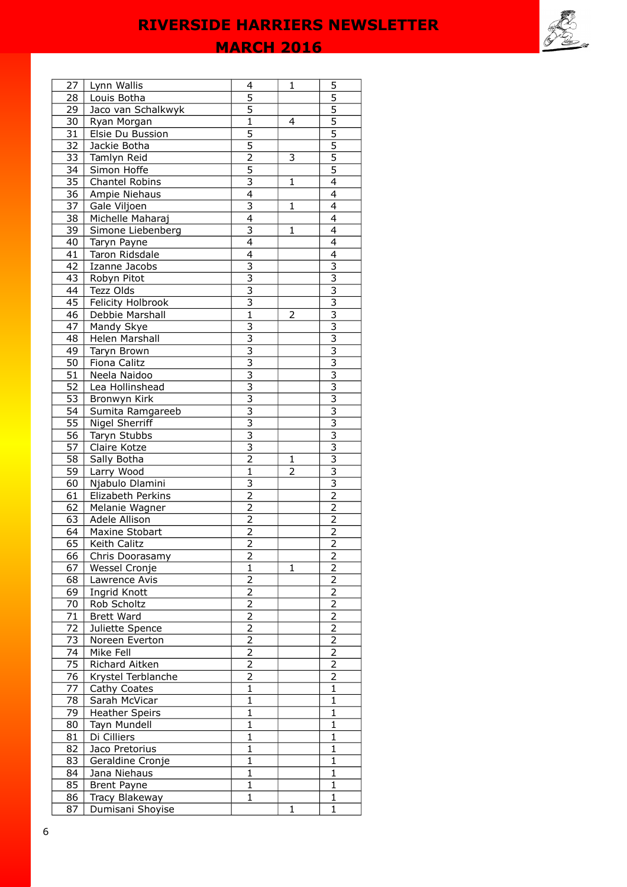| | | | | |
|---|---|---|---|---|
| 27 | Lynn Wallis | 4 | 1 | 5 |
| 28 | Louis Botha | 5 | | 5 |
| 29 | Jaco van Schalkwyk | 5 | | 5 |
| 30 | Ryan Morgan | 1 | 4 | 5 |
| 31 | Elsie Du Bussion | 5 | | 5 |
| 32 | Jackie Botha | 5 | | 5 |
| 33 | Tamlyn Reid | 2 | 3 | 5 |
| 34 | Simon Hoffe | 5 | | 5 |
| 35 | Chantel Robins | 3 | 1 | 4 |
| 36 | Ampie Niehaus | 4 | | 4 |
| 37 | Gale Viljoen | 3 | 1 | 4 |
| 38 | Michelle Maharaj | 4 | | 4 |
| 39 | Simone Liebenberg | 3 | 1 | 4 |
| 40 | Taryn Payne | 4 | | 4 |
| 41 | Taron Ridsdale | 4 | | 4 |
| 42 | Izanne Jacobs | 3 | | 3 |
| 43 | Robyn Pitot | 3 | | 3 |
| 44 | Tezz Olds | 3 | | 3 |
| 45 | Felicity Holbrook | 3 | | 3 |
| 46 | Debbie Marshall | 1 | 2 | 3 |
| 47 | Mandy Skye | 3 | | 3 |
| 48 | Helen Marshall | 3 | | 3 |
| 49 | Taryn Brown | 3 | | 3 |
| 50 | Fiona Calitz | 3 | | 3 |
| 51 | Neela Naidoo | 3 | | 3 |
| 52 | Lea Hollinshead | 3 | | 3 |
| 53 | Bronwyn Kirk | 3 | | 3 |
| 54 | Sumita Ramgareeb | 3 | | 3 |
| 55 | Nigel Sherriff | 3 | | 3 |
| 56 | Taryn Stubbs | 3 | | 3 |
| 57 | Claire Kotze | 3 | | 3 |
| 58 | Sally Botha | 2 | 1 | 3 |
| 59 | Larry Wood | 1 | 2 | 3 |
| 60 | Njabulo Dlamini | 3 | | 3 |
| 61 | Elizabeth Perkins | 2 | | 2 |
| 62 | Melanie Wagner | 2 | | 2 |
| 63 | Adele Allison | 2 | | 2 |
| 64 | Maxine Stobart | 2 | | 2 |
| 65 | Keith Calitz | 2 | | 2 |
| 66 | Chris Doorasamy | 2 | | 2 |
| 67 | Wessel Cronje | 1 | 1 | 2 |
| 68 | Lawrence Avis | 2 | | 2 |
| 69 | Ingrid Knott | 2 | | 2 |
| 70 | Rob Scholtz | 2 | | 2 |
| 71 | Brett Ward | 2 | | 2 |
| 72 | Juliette Spence | 2 | | 2 |
| 73 | Noreen Everton | 2 | | 2 |
| 74 | Mike Fell | 2 | | 2 |
| 75 | Richard Aitken | 2 | | 2 |
| 76 | Krystel Terblanche | 2 | | 2 |
| 77 | Cathy Coates | 1 | | 1 |
| 78 | Sarah McVicar | 1 | | 1 |
| 79 | Heather Speirs | 1 | | 1 |
| 80 | Tayn Mundell | 1 | | 1 |
| 81 | Di Cilliers | 1 | | 1 |
| 82 | Jaco Pretorius | 1 | | 1 |
| 83 | Geraldine Cronje | 1 | | 1 |
| 84 | Jana Niehaus | 1 | | 1 |
| 85 | Brent Payne | 1 | | 1 |
| 86 | Tracy Blakeway | 1 | | 1 |
| 87 | Dumisani Shoyise | | 1 | 1 |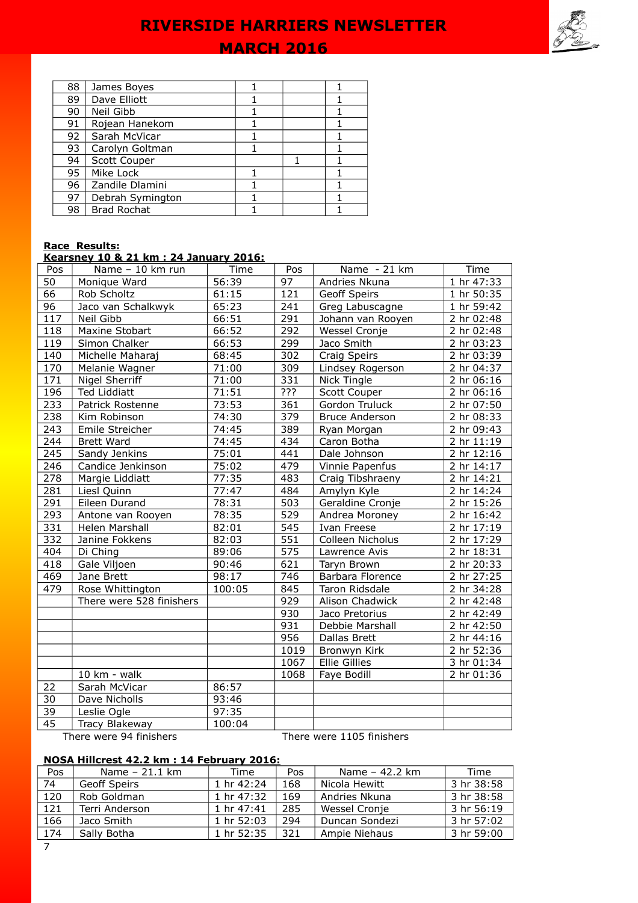| 88 | James Boyes | 1 | | 1 |
|---|---|---|---|---|
| 89 | Dave Elliott | 1 | | 1 |
| 90 | Neil Gibb | 1 | | 1 |
| 91 | Rojean Hanekom | 1 | | 1 |
| 92 | Sarah McVicar | 1 | | 1 |
| 93 | Carolyn Goltman | 1 | | 1 |
| 94 | Scott Couper | | 1 | 1 |
| 95 | Mike Lock | 1 | | 1 |
| 96 | Zandile Dlamini | 1 | | 1 |
| 97 | Debrah Symington | 1 | | 1 |
| 98 | Brad Rochat | 1 | | 1 |

**Race Results:**

**Kearsney 10 & 21 km : 24 January 2016:**

| Pos | Name – 10 km run | Time | Pos | Name - 21 km | Time |
|---|---|---|---|---|---|
| 50 | Monique Ward | 56:39 | 97 | Andries Nkuna | 1 hr 47:33 |
| 66 | Rob Scholtz | 61:15 | 121 | Geoff Speirs | 1 hr 50:35 |
| 96 | Jaco van Schalkwyk | 65:23 | 241 | Greg Labuscagne | 1 hr 59:42 |
| 117 | Neil Gibb | 66:51 | 291 | Johann van Rooyen | 2 hr 02:48 |
| 118 | Maxine Stobart | 66:52 | 292 | Wessel Cronje | 2 hr 02:48 |
| 119 | Simon Chalker | 66:53 | 299 | Jaco Smith | 2 hr 03:23 |
| 140 | Michelle Maharaj | 68:45 | 302 | Craig Speirs | 2 hr 03:39 |
| 170 | Melanie Wagner | 71:00 | 309 | Lindsey Rogerson | 2 hr 04:37 |
| 171 | Nigel Sherriff | 71:00 | 331 | Nick Tingle | 2 hr 06:16 |
| 196 | Ted Liddiatt | 71:51 | ??? | Scott Couper | 2 hr 06:16 |
| 233 | Patrick Rostenne | 73:53 | 361 | Gordon Truluck | 2 hr 07:50 |
| 238 | Kim Robinson | 74:30 | 379 | Bruce Anderson | 2 hr 08:33 |
| 243 | Emile Streicher | 74:45 | 389 | Ryan Morgan | 2 hr 09:43 |
| 244 | Brett Ward | 74:45 | 434 | Caron Botha | 2 hr 11:19 |
| 245 | Sandy Jenkins | 75:01 | 441 | Dale Johnson | 2 hr 12:16 |
| 246 | Candice Jenkinson | 75:02 | 479 | Vinnie Papenfus | 2 hr 14:17 |
| 278 | Margie Liddiatt | 77:35 | 483 | Craig Tibshraeny | 2 hr 14:21 |
| 281 | Liesl Quinn | 77:47 | 484 | Amylyn Kyle | 2 hr 14:24 |
| 291 | Eileen Durand | 78:31 | 503 | Geraldine Cronje | 2 hr 15:26 |
| 293 | Antone van Rooyen | 78:35 | 529 | Andrea Moroney | 2 hr 16:42 |
| 331 | Helen Marshall | 82:01 | 545 | Ivan Freese | 2 hr 17:19 |
| 332 | Janine Fokkens | 82:03 | 551 | Colleen Nicholus | 2 hr 17:29 |
| 404 | Di Ching | 89:06 | 575 | Lawrence Avis | 2 hr 18:31 |
| 418 | Gale Viljoen | 90:46 | 621 | Taryn Brown | 2 hr 20:33 |
| 469 | Jane Brett | 98:17 | 746 | Barbara Florence | 2 hr 27:25 |
| 479 | Rose Whittington | 100:05 | 845 | Taron Ridsdale | 2 hr 34:28 |
| | There were 528 finishers | | 929 | Alison Chadwick | 2 hr 42:48 |
| | | | 930 | Jaco Pretorius | 2 hr 42:49 |
| | | | 931 | Debbie Marshall | 2 hr 42:50 |
| | | | 956 | Dallas Brett | 2 hr 44:16 |
| | | | 1019 | Bronwyn Kirk | 2 hr 52:36 |
| | | | 1067 | Ellie Gillies | 3 hr 01:34 |
| | 10 km - walk | | 1068 | Faye Bodill | 2 hr 01:36 |
| 22 | Sarah McVicar | 86:57 | | | |
| 30 | Dave Nicholls | 93:46 | | | |
| 39 | Leslie Ogle | 97:35 | | | |
| 45 | Tracy Blakeway | 100:04 | | | |

There were 94 finishers — There were 1105 finishers

**NOSA Hillcrest 42.2 km : 14 February 2016:**

| Pos | Name – 21.1 km | Time | Pos | Name – 42.2 km | Time |
|---|---|---|---|---|---|
| 74 | Geoff Speirs | 1 hr 42:24 | 168 | Nicola Hewitt | 3 hr 38:58 |
| 120 | Rob Goldman | 1 hr 47:32 | 169 | Andries Nkuna | 3 hr 38:58 |
| 121 | Terri Anderson | 1 hr 47:41 | 285 | Wessel Cronje | 3 hr 56:19 |
| 166 | Jaco Smith | 1 hr 52:03 | 294 | Duncan Sondezi | 3 hr 57:02 |
| 174 | Sally Botha | 1 hr 52:35 | 321 | Ampie Niehaus | 3 hr 59:00 |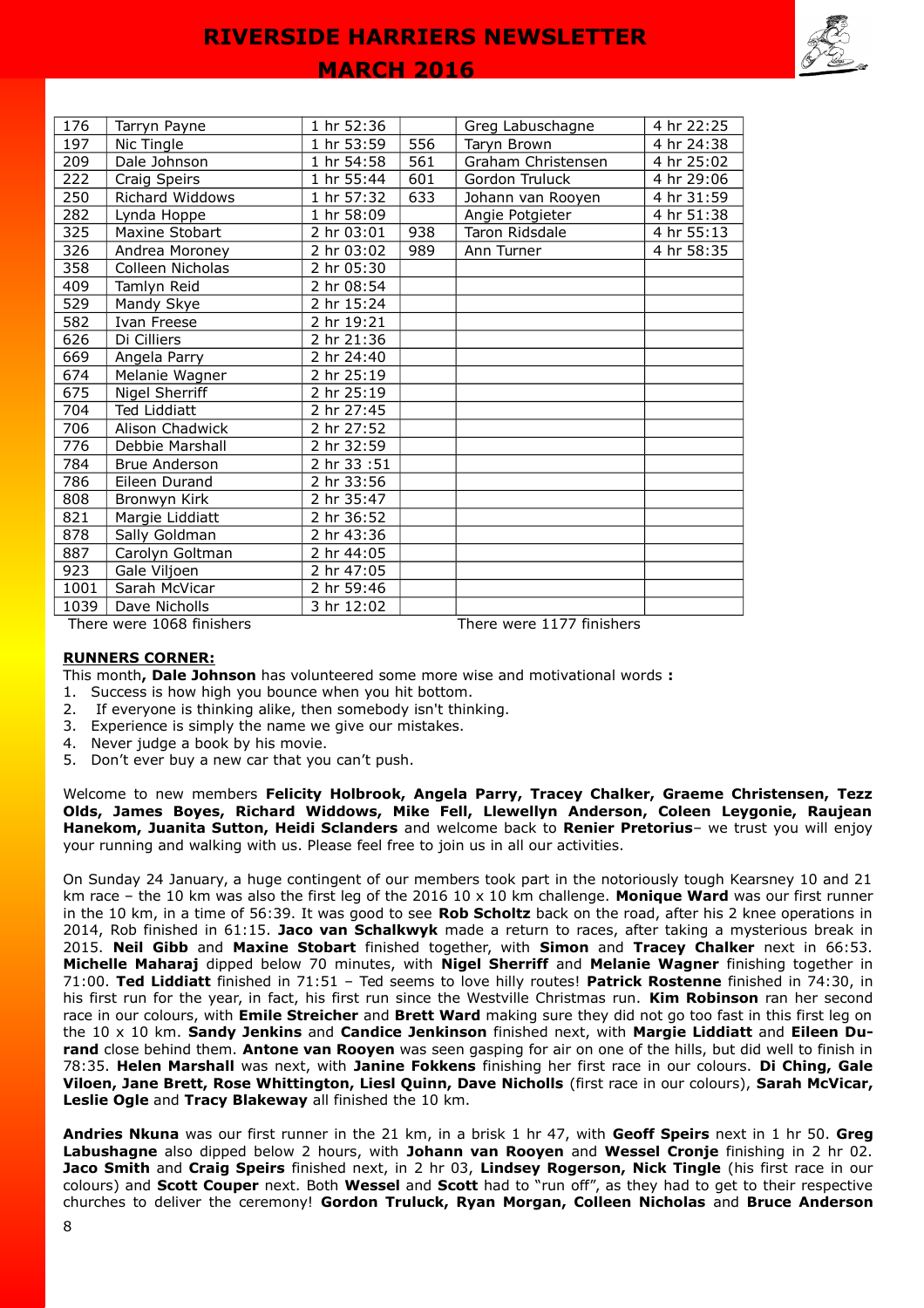| 176 | Tarryn Payne | 1 hr 52:36 | | Greg Labuschagne | 4 hr 22:25 |
|---|---|---|---|---|---|
| 197 | Nic Tingle | 1 hr 53:59 | 556 | Taryn Brown | 4 hr 24:38 |
| 209 | Dale Johnson | 1 hr 54:58 | 561 | Graham Christensen | 4 hr 25:02 |
| 222 | Craig Speirs | 1 hr 55:44 | 601 | Gordon Truluck | 4 hr 29:06 |
| 250 | Richard Widdows | 1 hr 57:32 | 633 | Johann van Rooyen | 4 hr 31:59 |
| 282 | Lynda Hoppe | 1 hr 58:09 | | Angie Potgieter | 4 hr 51:38 |
| 325 | Maxine Stobart | 2 hr 03:01 | 938 | Taron Ridsdale | 4 hr 55:13 |
| 326 | Andrea Moroney | 2 hr 03:02 | 989 | Ann Turner | 4 hr 58:35 |
| 358 | Colleen Nicholas | 2 hr 05:30 | | | |
| 409 | Tamlyn Reid | 2 hr 08:54 | | | |
| 529 | Mandy Skye | 2 hr 15:24 | | | |
| 582 | Ivan Freese | 2 hr 19:21 | | | |
| 626 | Di Cilliers | 2 hr 21:36 | | | |
| 669 | Angela Parry | 2 hr 24:40 | | | |
| 674 | Melanie Wagner | 2 hr 25:19 | | | |
| 675 | Nigel Sherriff | 2 hr 25:19 | | | |
| 704 | Ted Liddiatt | 2 hr 27:45 | | | |
| 706 | Alison Chadwick | 2 hr 27:52 | | | |
| 776 | Debbie Marshall | 2 hr 32:59 | | | |
| 784 | Brue Anderson | 2 hr 33 :51 | | | |
| 786 | Eileen Durand | 2 hr 33:56 | | | |
| 808 | Bronwyn Kirk | 2 hr 35:47 | | | |
| 821 | Margie Liddiatt | 2 hr 36:52 | | | |
| 878 | Sally Goldman | 2 hr 43:36 | | | |
| 887 | Carolyn Goltman | 2 hr 44:05 | | | |
| 923 | Gale Viljoen | 2 hr 47:05 | | | |
| 1001 | Sarah McVicar | 2 hr 59:46 | | | |
| 1039 | Dave Nicholls | 3 hr 12:02 | | | |

There were 1068 finishers &nbsp;&nbsp;&nbsp;&nbsp; There were 1177 finishers

**RUNNERS CORNER:**

This month**, Dale Johnson** has volunteered some more wise and motivational words **:**

1. Success is how high you bounce when you hit bottom.
2. If everyone is thinking alike, then somebody isn't thinking.
3. Experience is simply the name we give our mistakes.
4. Never judge a book by his movie.
5. Don't ever buy a new car that you can't push.

Welcome to new members **Felicity Holbrook, Angela Parry, Tracey Chalker, Graeme Christensen, Tezz Olds, James Boyes, Richard Widdows, Mike Fell, Llewellyn Anderson, Coleen Leygonie, Raujean Hanekom, Juanita Sutton, Heidi Sclanders** and welcome back to **Renier Pretorius**– we trust you will enjoy your running and walking with us. Please feel free to join us in all our activities.

On Sunday 24 January, a huge contingent of our members took part in the notoriously tough Kearsney 10 and 21 km race – the 10 km was also the first leg of the 2016 10 x 10 km challenge. **Monique Ward** was our first runner in the 10 km, in a time of 56:39. It was good to see **Rob Scholtz** back on the road, after his 2 knee operations in 2014, Rob finished in 61:15. **Jaco van Schalkwyk** made a return to races, after taking a mysterious break in 2015. **Neil Gibb** and **Maxine Stobart** finished together, with **Simon** and **Tracey Chalker** next in 66:53. **Michelle Maharaj** dipped below 70 minutes, with **Nigel Sherriff** and **Melanie Wagner** finishing together in 71:00. **Ted Liddiatt** finished in 71:51 – Ted seems to love hilly routes! **Patrick Rostenne** finished in 74:30, in his first run for the year, in fact, his first run since the Westville Christmas run. **Kim Robinson** ran her second race in our colours, with **Emile Streicher** and **Brett Ward** making sure they did not go too fast in this first leg on the 10 x 10 km. **Sandy Jenkins** and **Candice Jenkinson** finished next, with **Margie Liddiatt** and **Eileen Durand** close behind them. **Antone van Rooyen** was seen gasping for air on one of the hills, but did well to finish in 78:35. **Helen Marshall** was next, with **Janine Fokkens** finishing her first race in our colours. **Di Ching, Gale Viloen, Jane Brett, Rose Whittington, Liesl Quinn, Dave Nicholls** (first race in our colours), **Sarah McVicar, Leslie Ogle** and **Tracy Blakeway** all finished the 10 km.

**Andries Nkuna** was our first runner in the 21 km, in a brisk 1 hr 47, with **Geoff Speirs** next in 1 hr 50. **Greg Labushagne** also dipped below 2 hours, with **Johann van Rooyen** and **Wessel Cronje** finishing in 2 hr 02. **Jaco Smith** and **Craig Speirs** finished next, in 2 hr 03, **Lindsey Rogerson, Nick Tingle** (his first race in our colours) and **Scott Couper** next. Both **Wessel** and **Scott** had to "run off", as they had to get to their respective churches to deliver the ceremony! **Gordon Truluck, Ryan Morgan, Colleen Nicholas** and **Bruce Anderson**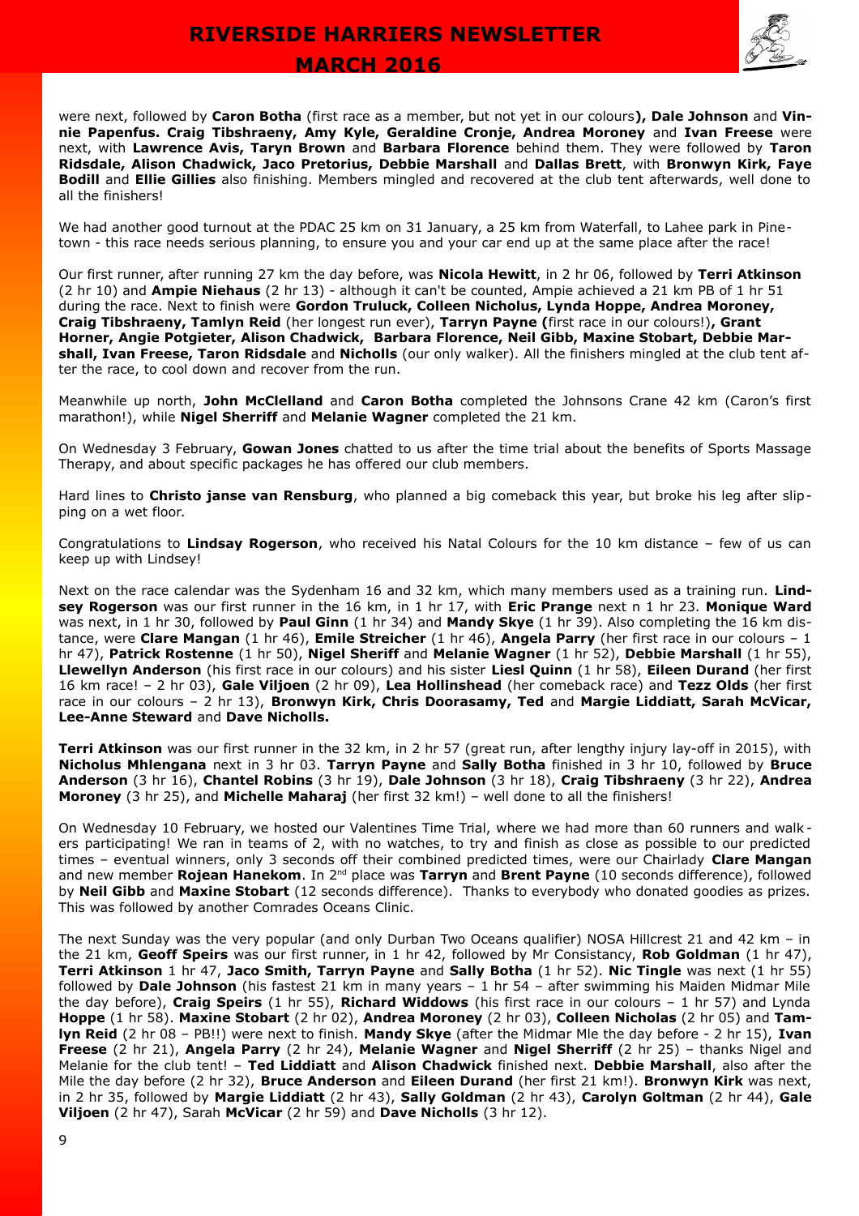were next, followed by **Caron Botha** (first race as a member, but not yet in our colours**), Dale Johnson** and **Vinnie Papenfus. Craig Tibshraeny, Amy Kyle, Geraldine Cronje, Andrea Moroney** and **Ivan Freese** were next, with **Lawrence Avis, Taryn Brown** and **Barbara Florence** behind them. They were followed by **Taron Ridsdale, Alison Chadwick, Jaco Pretorius, Debbie Marshall** and **Dallas Brett**, with **Bronwyn Kirk, Faye Bodill** and **Ellie Gillies** also finishing. Members mingled and recovered at the club tent afterwards, well done to all the finishers!

We had another good turnout at the PDAC 25 km on 31 January, a 25 km from Waterfall, to Lahee park in Pinetown - this race needs serious planning, to ensure you and your car end up at the same place after the race!

Our first runner, after running 27 km the day before, was **Nicola Hewitt**, in 2 hr 06, followed by **Terri Atkinson** (2 hr 10) and **Ampie Niehaus** (2 hr 13) - although it can't be counted, Ampie achieved a 21 km PB of 1 hr 51 during the race. Next to finish were **Gordon Truluck, Colleen Nicholus, Lynda Hoppe, Andrea Moroney, Craig Tibshraeny, Tamlyn Reid** (her longest run ever), **Tarryn Payne (**first race in our colours!)**, Grant Horner, Angie Potgieter, Alison Chadwick, Barbara Florence, Neil Gibb, Maxine Stobart, Debbie Marshall, Ivan Freese, Taron Ridsdale** and **Nicholls** (our only walker). All the finishers mingled at the club tent after the race, to cool down and recover from the run.

Meanwhile up north, **John McClelland** and **Caron Botha** completed the Johnsons Crane 42 km (Caron's first marathon!), while **Nigel Sherriff** and **Melanie Wagner** completed the 21 km.

On Wednesday 3 February, **Gowan Jones** chatted to us after the time trial about the benefits of Sports Massage Therapy, and about specific packages he has offered our club members.

Hard lines to **Christo janse van Rensburg**, who planned a big comeback this year, but broke his leg after slipping on a wet floor.

Congratulations to **Lindsay Rogerson**, who received his Natal Colours for the 10 km distance – few of us can keep up with Lindsey!

Next on the race calendar was the Sydenham 16 and 32 km, which many members used as a training run. **Lindsey Rogerson** was our first runner in the 16 km, in 1 hr 17, with **Eric Prange** next n 1 hr 23. **Monique Ward** was next, in 1 hr 30, followed by **Paul Ginn** (1 hr 34) and **Mandy Skye** (1 hr 39). Also completing the 16 km distance, were **Clare Mangan** (1 hr 46), **Emile Streicher** (1 hr 46), **Angela Parry** (her first race in our colours – 1 hr 47), **Patrick Rostenne** (1 hr 50), **Nigel Sheriff** and **Melanie Wagner** (1 hr 52), **Debbie Marshall** (1 hr 55), **Llewellyn Anderson** (his first race in our colours) and his sister **Liesl Quinn** (1 hr 58), **Eileen Durand** (her first 16 km race! – 2 hr 03), **Gale Viljoen** (2 hr 09), **Lea Hollinshead** (her comeback race) and **Tezz Olds** (her first race in our colours – 2 hr 13), **Bronwyn Kirk, Chris Doorasamy, Ted** and **Margie Liddiatt, Sarah McVicar, Lee-Anne Steward** and **Dave Nicholls.**

**Terri Atkinson** was our first runner in the 32 km, in 2 hr 57 (great run, after lengthy injury lay-off in 2015), with **Nicholus Mhlengana** next in 3 hr 03. **Tarryn Payne** and **Sally Botha** finished in 3 hr 10, followed by **Bruce Anderson** (3 hr 16), **Chantel Robins** (3 hr 19), **Dale Johnson** (3 hr 18), **Craig Tibshraeny** (3 hr 22), **Andrea Moroney** (3 hr 25), and **Michelle Maharaj** (her first 32 km!) – well done to all the finishers!

On Wednesday 10 February, we hosted our Valentines Time Trial, where we had more than 60 runners and walkers participating! We ran in teams of 2, with no watches, to try and finish as close as possible to our predicted times – eventual winners, only 3 seconds off their combined predicted times, were our Chairlady **Clare Mangan** and new member **Rojean Hanekom**. In 2nd place was **Tarryn** and **Brent Payne** (10 seconds difference), followed by **Neil Gibb** and **Maxine Stobart** (12 seconds difference). Thanks to everybody who donated goodies as prizes. This was followed by another Comrades Oceans Clinic.

The next Sunday was the very popular (and only Durban Two Oceans qualifier) NOSA Hillcrest 21 and 42 km – in the 21 km, **Geoff Speirs** was our first runner, in 1 hr 42, followed by Mr Consistancy, **Rob Goldman** (1 hr 47), **Terri Atkinson** 1 hr 47, **Jaco Smith, Tarryn Payne** and **Sally Botha** (1 hr 52). **Nic Tingle** was next (1 hr 55) followed by **Dale Johnson** (his fastest 21 km in many years – 1 hr 54 – after swimming his Maiden Midmar Mile the day before), **Craig Speirs** (1 hr 55), **Richard Widdows** (his first race in our colours – 1 hr 57) and Lynda **Hoppe** (1 hr 58). **Maxine Stobart** (2 hr 02), **Andrea Moroney** (2 hr 03), **Colleen Nicholas** (2 hr 05) and **Tamlyn Reid** (2 hr 08 – PB!!) were next to finish. **Mandy Skye** (after the Midmar Mle the day before - 2 hr 15), **Ivan Freese** (2 hr 21), **Angela Parry** (2 hr 24), **Melanie Wagner** and **Nigel Sherriff** (2 hr 25) – thanks Nigel and Melanie for the club tent! – **Ted Liddiatt** and **Alison Chadwick** finished next. **Debbie Marshall**, also after the Mile the day before (2 hr 32), **Bruce Anderson** and **Eileen Durand** (her first 21 km!). **Bronwyn Kirk** was next, in 2 hr 35, followed by **Margie Liddiatt** (2 hr 43), **Sally Goldman** (2 hr 43), **Carolyn Goltman** (2 hr 44), **Gale Viljoen** (2 hr 47), Sarah **McVicar** (2 hr 59) and **Dave Nicholls** (3 hr 12).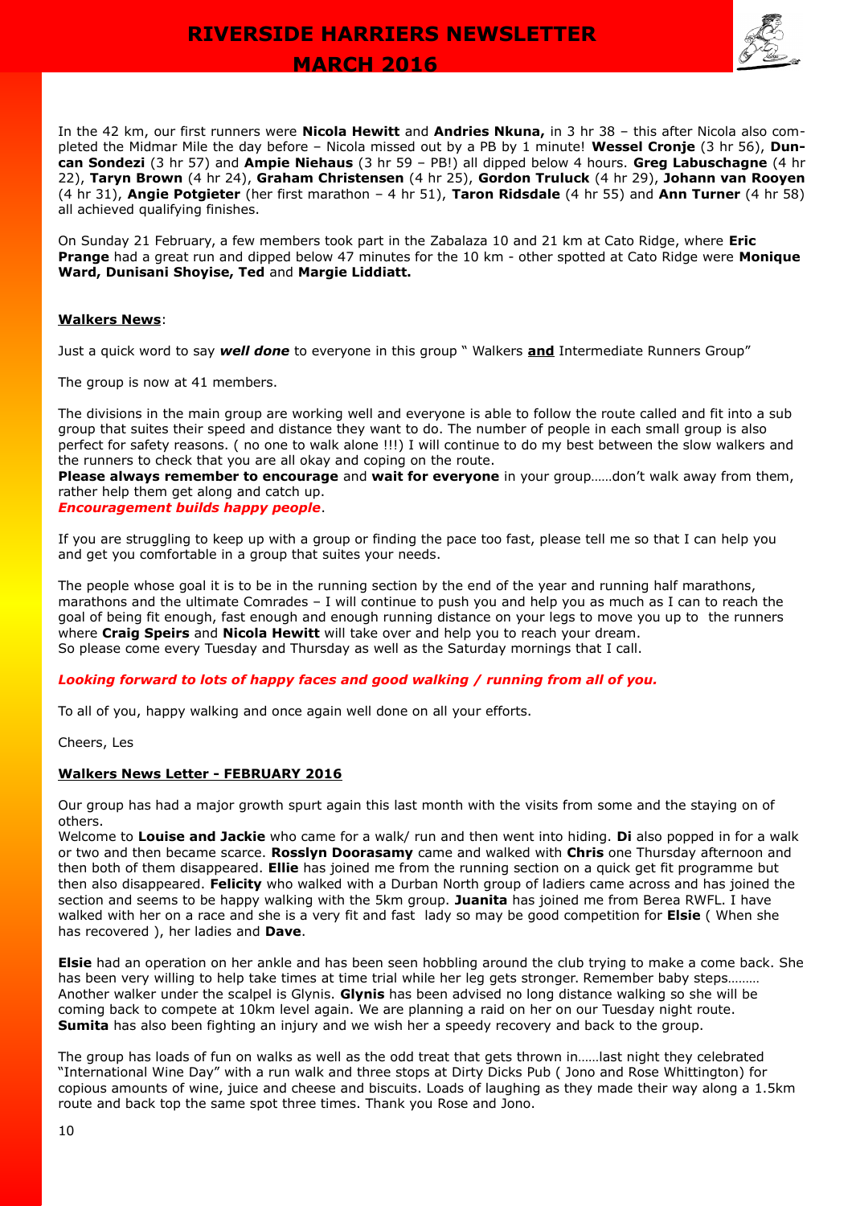In the 42 km, our first runners were **Nicola Hewitt** and **Andries Nkuna,** in 3 hr 38 – this after Nicola also completed the Midmar Mile the day before – Nicola missed out by a PB by 1 minute! **Wessel Cronje** (3 hr 56), **Duncan Sondezi** (3 hr 57) and **Ampie Niehaus** (3 hr 59 – PB!) all dipped below 4 hours. **Greg Labuschagne** (4 hr 22), **Taryn Brown** (4 hr 24), **Graham Christensen** (4 hr 25), **Gordon Truluck** (4 hr 29), **Johann van Rooyen** (4 hr 31), **Angie Potgieter** (her first marathon – 4 hr 51), **Taron Ridsdale** (4 hr 55) and **Ann Turner** (4 hr 58) all achieved qualifying finishes.

On Sunday 21 February, a few members took part in the Zabalaza 10 and 21 km at Cato Ridge, where **Eric Prange** had a great run and dipped below 47 minutes for the 10 km - other spotted at Cato Ridge were **Monique Ward, Dunisani Shoyise, Ted** and **Margie Liddiatt.**

**Walkers News**:

Just a quick word to say ***well done*** to everyone in this group " Walkers **and** Intermediate Runners Group"

The group is now at 41 members.

The divisions in the main group are working well and everyone is able to follow the route called and fit into a sub group that suites their speed and distance they want to do. The number of people in each small group is also perfect for safety reasons. ( no one to walk alone !!!) I will continue to do my best between the slow walkers and the runners to check that you are all okay and coping on the route.
**Please always remember to encourage** and **wait for everyone** in your group……don't walk away from them, rather help them get along and catch up.
***Encouragement builds happy people***.

If you are struggling to keep up with a group or finding the pace too fast, please tell me so that I can help you and get you comfortable in a group that suites your needs.

The people whose goal it is to be in the running section by the end of the year and running half marathons, marathons and the ultimate Comrades – I will continue to push you and help you as much as I can to reach the goal of being fit enough, fast enough and enough running distance on your legs to move you up to the runners where **Craig Speirs** and **Nicola Hewitt** will take over and help you to reach your dream.
So please come every Tuesday and Thursday as well as the Saturday mornings that I call.

***Looking forward to lots of happy faces and good walking / running from all of you.***

To all of you, happy walking and once again well done on all your efforts.

Cheers, Les

**Walkers News Letter - FEBRUARY 2016**

Our group has had a major growth spurt again this last month with the visits from some and the staying on of others.
Welcome to **Louise and Jackie** who came for a walk/ run and then went into hiding. **Di** also popped in for a walk or two and then became scarce. **Rosslyn Doorasamy** came and walked with **Chris** one Thursday afternoon and then both of them disappeared. **Ellie** has joined me from the running section on a quick get fit programme but then also disappeared. **Felicity** who walked with a Durban North group of ladiers came across and has joined the section and seems to be happy walking with the 5km group. **Juanita** has joined me from Berea RWFL. I have walked with her on a race and she is a very fit and fast lady so may be good competition for **Elsie** ( When she has recovered ), her ladies and **Dave**.

**Elsie** had an operation on her ankle and has been seen hobbling around the club trying to make a come back. She has been very willing to help take times at time trial while her leg gets stronger. Remember baby steps………
Another walker under the scalpel is Glynis. **Glynis** has been advised no long distance walking so she will be coming back to compete at 10km level again. We are planning a raid on her on our Tuesday night route.
**Sumita** has also been fighting an injury and we wish her a speedy recovery and back to the group.

The group has loads of fun on walks as well as the odd treat that gets thrown in……last night they celebrated "International Wine Day" with a run walk and three stops at Dirty Dicks Pub ( Jono and Rose Whittington) for copious amounts of wine, juice and cheese and biscuits. Loads of laughing as they made their way along a 1.5km route and back top the same spot three times. Thank you Rose and Jono.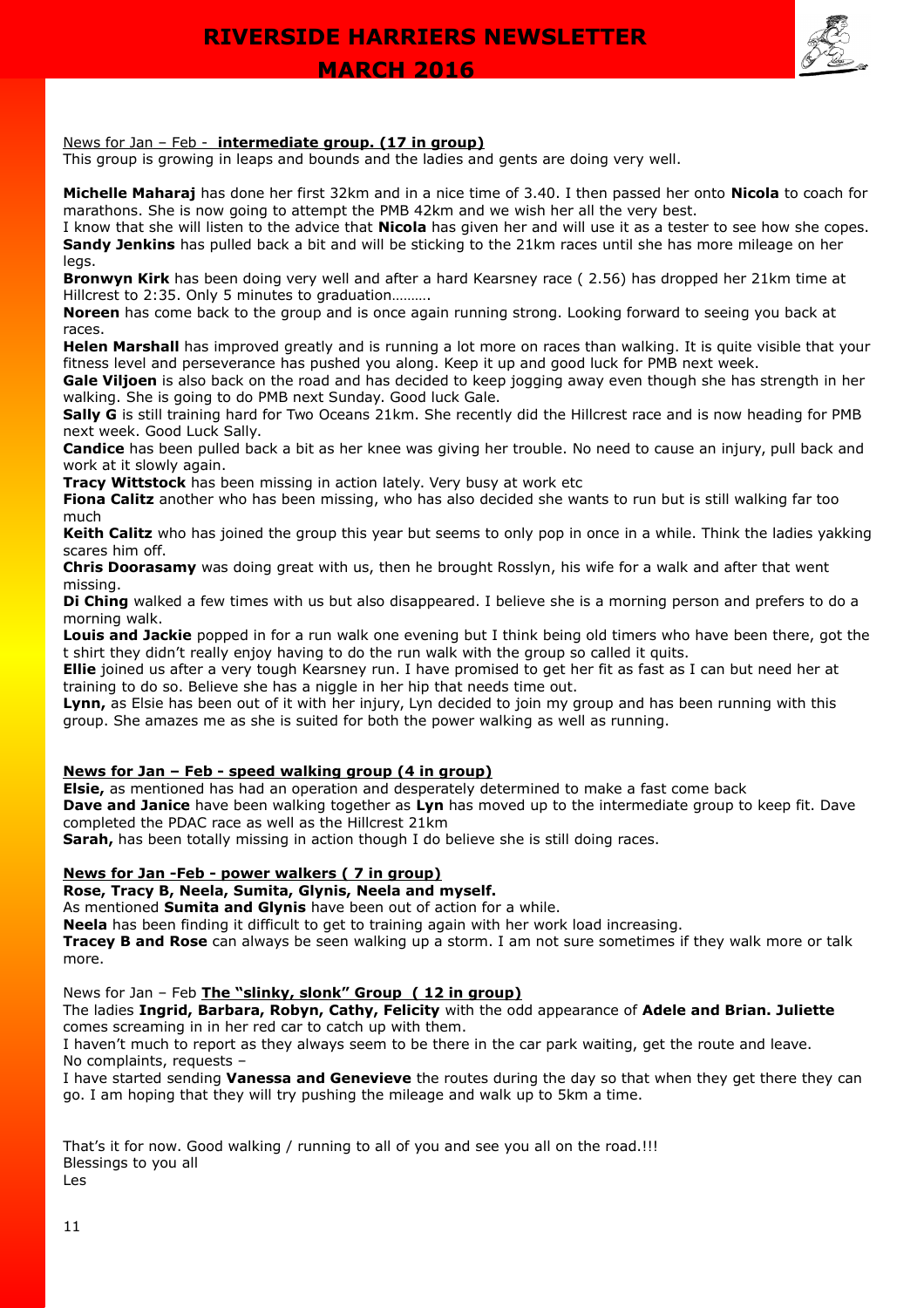News for Jan – Feb - **intermediate group. (17 in group)**

This group is growing in leaps and bounds and the ladies and gents are doing very well.

**Michelle Maharaj** has done her first 32km and in a nice time of 3.40. I then passed her onto **Nicola** to coach for marathons. She is now going to attempt the PMB 42km and we wish her all the very best.

I know that she will listen to the advice that **Nicola** has given her and will use it as a tester to see how she copes.

**Sandy Jenkins** has pulled back a bit and will be sticking to the 21km races until she has more mileage on her legs.

**Bronwyn Kirk** has been doing very well and after a hard Kearsney race ( 2.56) has dropped her 21km time at Hillcrest to 2:35. Only 5 minutes to graduation……….

**Noreen** has come back to the group and is once again running strong. Looking forward to seeing you back at races.

**Helen Marshall** has improved greatly and is running a lot more on races than walking. It is quite visible that your fitness level and perseverance has pushed you along. Keep it up and good luck for PMB next week.

**Gale Viljoen** is also back on the road and has decided to keep jogging away even though she has strength in her walking. She is going to do PMB next Sunday. Good luck Gale.

**Sally G** is still training hard for Two Oceans 21km. She recently did the Hillcrest race and is now heading for PMB next week. Good Luck Sally.

**Candice** has been pulled back a bit as her knee was giving her trouble. No need to cause an injury, pull back and work at it slowly again.

**Tracy Wittstock** has been missing in action lately. Very busy at work etc

**Fiona Calitz** another who has been missing, who has also decided she wants to run but is still walking far too much

**Keith Calitz** who has joined the group this year but seems to only pop in once in a while. Think the ladies yakking scares him off.

**Chris Doorasamy** was doing great with us, then he brought Rosslyn, his wife for a walk and after that went missing.

**Di Ching** walked a few times with us but also disappeared. I believe she is a morning person and prefers to do a morning walk.

**Louis and Jackie** popped in for a run walk one evening but I think being old timers who have been there, got the t shirt they didn't really enjoy having to do the run walk with the group so called it quits.

**Ellie** joined us after a very tough Kearsney run. I have promised to get her fit as fast as I can but need her at training to do so. Believe she has a niggle in her hip that needs time out.

**Lynn,** as Elsie has been out of it with her injury, Lyn decided to join my group and has been running with this group. She amazes me as she is suited for both the power walking as well as running.

**News for Jan – Feb - speed walking group (4 in group)**

**Elsie,** as mentioned has had an operation and desperately determined to make a fast come back

**Dave and Janice** have been walking together as **Lyn** has moved up to the intermediate group to keep fit. Dave completed the PDAC race as well as the Hillcrest 21km

**Sarah,** has been totally missing in action though I do believe she is still doing races.

**News for Jan -Feb - power walkers ( 7 in group)**

**Rose, Tracy B, Neela, Sumita, Glynis, Neela and myself.**

As mentioned **Sumita and Glynis** have been out of action for a while.

**Neela** has been finding it difficult to get to training again with her work load increasing.

**Tracey B and Rose** can always be seen walking up a storm. I am not sure sometimes if they walk more or talk more.

News for Jan – Feb **The "slinky, slonk" Group ( 12 in group)**

The ladies **Ingrid, Barbara, Robyn, Cathy, Felicity** with the odd appearance of **Adele and Brian. Juliette** comes screaming in in her red car to catch up with them.

I haven't much to report as they always seem to be there in the car park waiting, get the route and leave.

No complaints, requests –

I have started sending **Vanessa and Genevieve** the routes during the day so that when they get there they can go. I am hoping that they will try pushing the mileage and walk up to 5km a time.

That's it for now. Good walking / running to all of you and see you all on the road.!!!

Blessings to you all

Les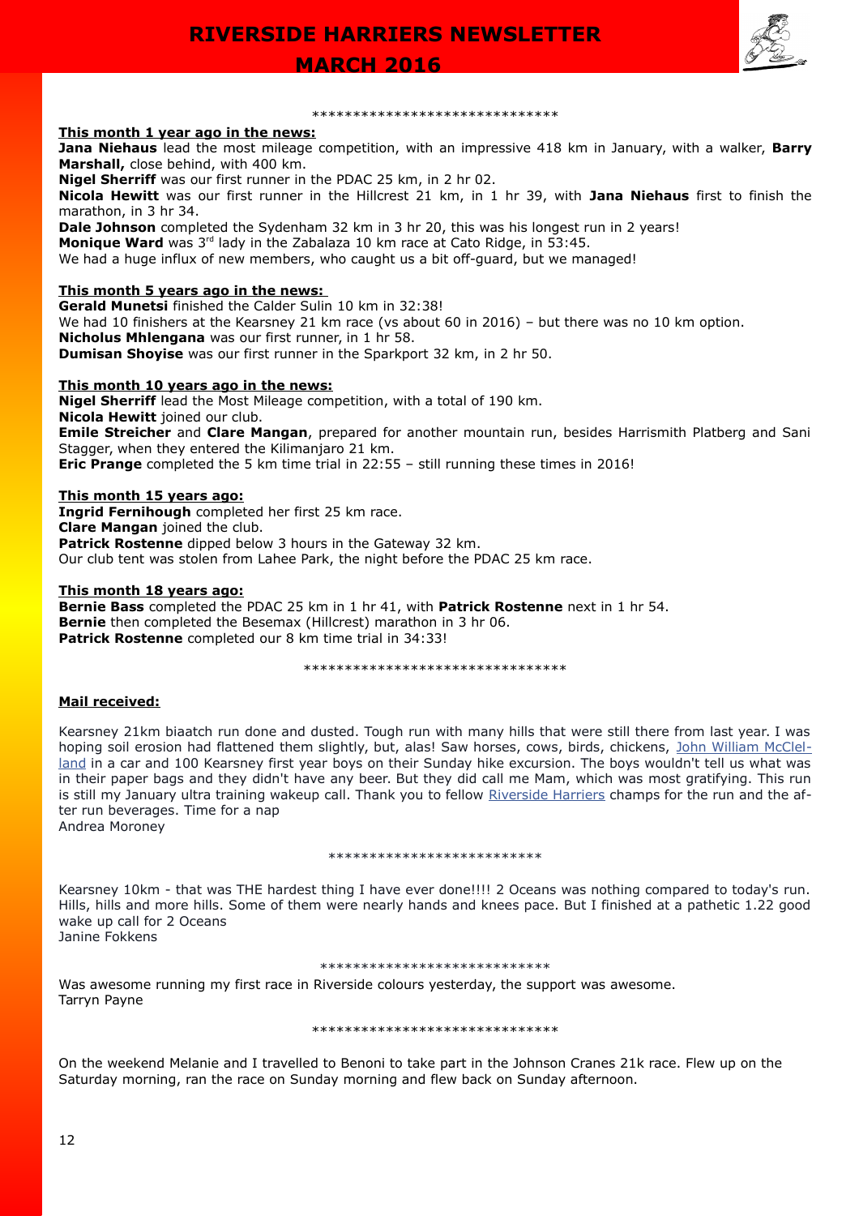******************************

**This month 1 year ago in the news:**

**Jana Niehaus** lead the most mileage competition, with an impressive 418 km in January, with a walker, **Barry Marshall,** close behind, with 400 km.

**Nigel Sherriff** was our first runner in the PDAC 25 km, in 2 hr 02.

**Nicola Hewitt** was our first runner in the Hillcrest 21 km, in 1 hr 39, with **Jana Niehaus** first to finish the marathon, in 3 hr 34.

**Dale Johnson** completed the Sydenham 32 km in 3 hr 20, this was his longest run in 2 years!

**Monique Ward** was 3rd lady in the Zabalaza 10 km race at Cato Ridge, in 53:45.

We had a huge influx of new members, who caught us a bit off-guard, but we managed!

**This month 5 years ago in the news:**

**Gerald Munetsi** finished the Calder Sulin 10 km in 32:38!

We had 10 finishers at the Kearsney 21 km race (vs about 60 in 2016) – but there was no 10 km option.

**Nicholus Mhlengana** was our first runner, in 1 hr 58.

**Dumisan Shoyise** was our first runner in the Sparkport 32 km, in 2 hr 50.

**This month 10 years ago in the news:**

**Nigel Sherriff** lead the Most Mileage competition, with a total of 190 km.

**Nicola Hewitt** joined our club.

**Emile Streicher** and **Clare Mangan**, prepared for another mountain run, besides Harrismith Platberg and Sani Stagger, when they entered the Kilimanjaro 21 km.

**Eric Prange** completed the 5 km time trial in 22:55 – still running these times in 2016!

**This month 15 years ago:**

**Ingrid Fernihough** completed her first 25 km race.

**Clare Mangan** joined the club.

**Patrick Rostenne** dipped below 3 hours in the Gateway 32 km.

Our club tent was stolen from Lahee Park, the night before the PDAC 25 km race.

**This month 18 years ago:**

**Bernie Bass** completed the PDAC 25 km in 1 hr 41, with **Patrick Rostenne** next in 1 hr 54.

**Bernie** then completed the Besemax (Hillcrest) marathon in 3 hr 06.

**Patrick Rostenne** completed our 8 km time trial in 34:33!

********************************

**Mail received:**

Kearsney 21km biaatch run done and dusted. Tough run with many hills that were still there from last year. I was hoping soil erosion had flattened them slightly, but, alas! Saw horses, cows, birds, chickens, John William McClelland in a car and 100 Kearsney first year boys on their Sunday hike excursion. The boys wouldn't tell us what was in their paper bags and they didn't have any beer. But they did call me Mam, which was most gratifying. This run is still my January ultra training wakeup call. Thank you to fellow Riverside Harriers champs for the run and the after run beverages. Time for a nap

Andrea Moroney

**************************

Kearsney 10km - that was THE hardest thing I have ever done!!!! 2 Oceans was nothing compared to today's run. Hills, hills and more hills. Some of them were nearly hands and knees pace. But I finished at a pathetic 1.22 good wake up call for 2 Oceans

Janine Fokkens

****************************

Was awesome running my first race in Riverside colours yesterday, the support was awesome.

Tarryn Payne

******************************

On the weekend Melanie and I travelled to Benoni to take part in the Johnson Cranes 21k race. Flew up on the Saturday morning, ran the race on Sunday morning and flew back on Sunday afternoon.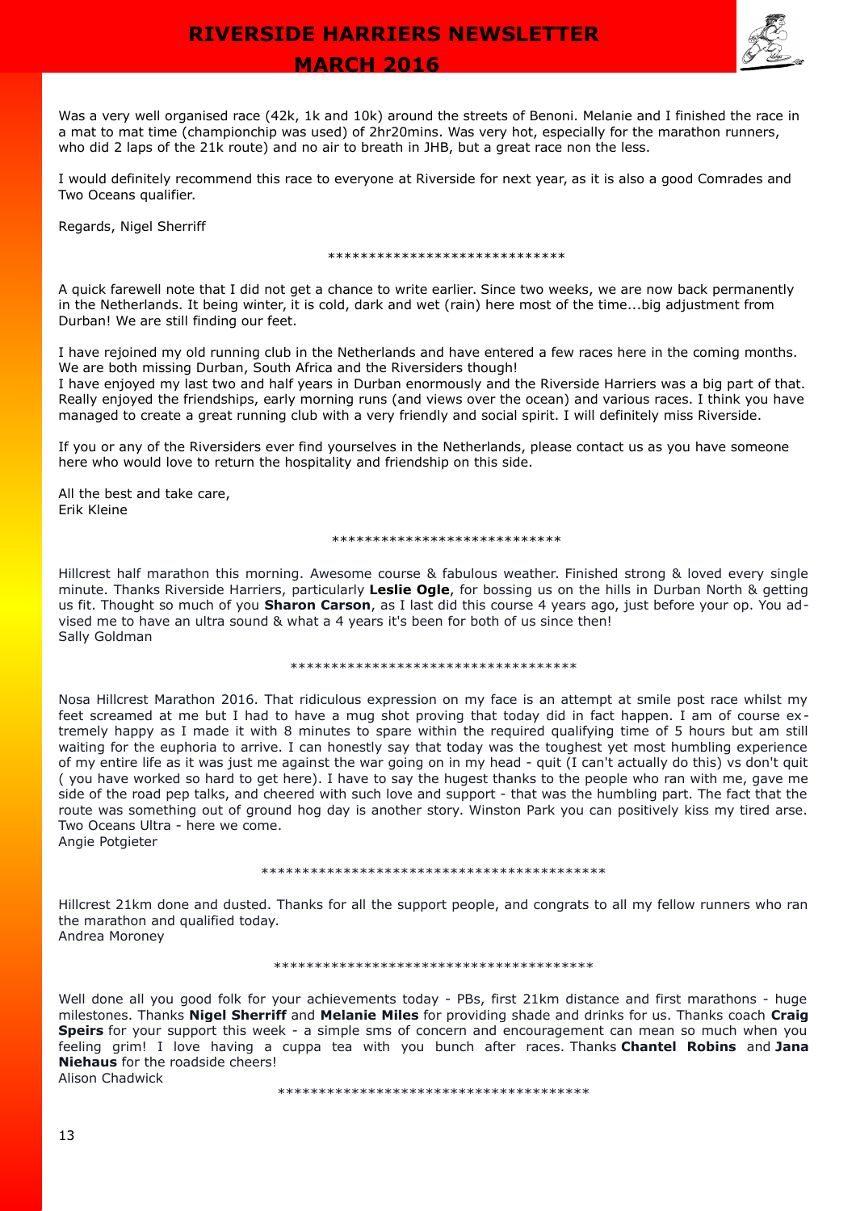Was a very well organised race (42k, 1k and 10k) around the streets of Benoni. Melanie and I finished the race in a mat to mat time (championchip was used) of 2hr20mins. Was very hot, especially for the marathon runners, who did 2 laps of the 21k route) and no air to breath in JHB, but a great race non the less.

I would definitely recommend this race to everyone at Riverside for next year, as it is also a good Comrades and Two Oceans qualifier.

Regards, Nigel Sherriff

*****************************

A quick farewell note that I did not get a chance to write earlier. Since two weeks, we are now back permanently in the Netherlands. It being winter, it is cold, dark and wet (rain) here most of the time...big adjustment from Durban! We are still finding our feet.

I have rejoined my old running club in the Netherlands and have entered a few races here in the coming months. We are both missing Durban, South Africa and the Riversiders though!
I have enjoyed my last two and half years in Durban enormously and the Riverside Harriers was a big part of that. Really enjoyed the friendships, early morning runs (and views over the ocean) and various races. I think you have managed to create a great running club with a very friendly and social spirit. I will definitely miss Riverside.

If you or any of the Riversiders ever find yourselves in the Netherlands, please contact us as you have someone here who would love to return the hospitality and friendship on this side.

All the best and take care,
Erik Kleine

***************************

Hillcrest half marathon this morning. Awesome course & fabulous weather. Finished strong & loved every single minute. Thanks Riverside Harriers, particularly **Leslie Ogle**, for bossing us on the hills in Durban North & getting us fit. Thought so much of you **Sharon Carson**, as I last did this course 4 years ago, just before your op. You advised me to have an ultra sound & what a 4 years it's been for both of us since then!
Sally Goldman

***********************************

Nosa Hillcrest Marathon 2016. That ridiculous expression on my face is an attempt at smile post race whilst my feet screamed at me but I had to have a mug shot proving that today did in fact happen. I am of course extremely happy as I made it with 8 minutes to spare within the required qualifying time of 5 hours but am still waiting for the euphoria to arrive. I can honestly say that today was the toughest yet most humbling experience of my entire life as it was just me against the war going on in my head - quit (I can't actually do this) vs don't quit ( you have worked so hard to get here). I have to say the hugest thanks to the people who ran with me, gave me side of the road pep talks, and cheered with such love and support - that was the humbling part. The fact that the route was something out of ground hog day is another story. Winston Park you can positively kiss my tired arse. Two Oceans Ultra - here we come.
Angie Potgieter

******************************************

Hillcrest 21km done and dusted. Thanks for all the support people, and congrats to all my fellow runners who ran the marathon and qualified today.
Andrea Moroney

**************************************

Well done all you good folk for your achievements today - PBs, first 21km distance and first marathons - huge milestones. Thanks **Nigel Sherriff** and **Melanie Miles** for providing shade and drinks for us. Thanks coach **Craig Speirs** for your support this week - a simple sms of concern and encouragement can mean so much when you feeling grim! I love having a cuppa tea with you bunch after races. Thanks **Chantel Robins** and **Jana Niehaus** for the roadside cheers!
Alison Chadwick

**************************************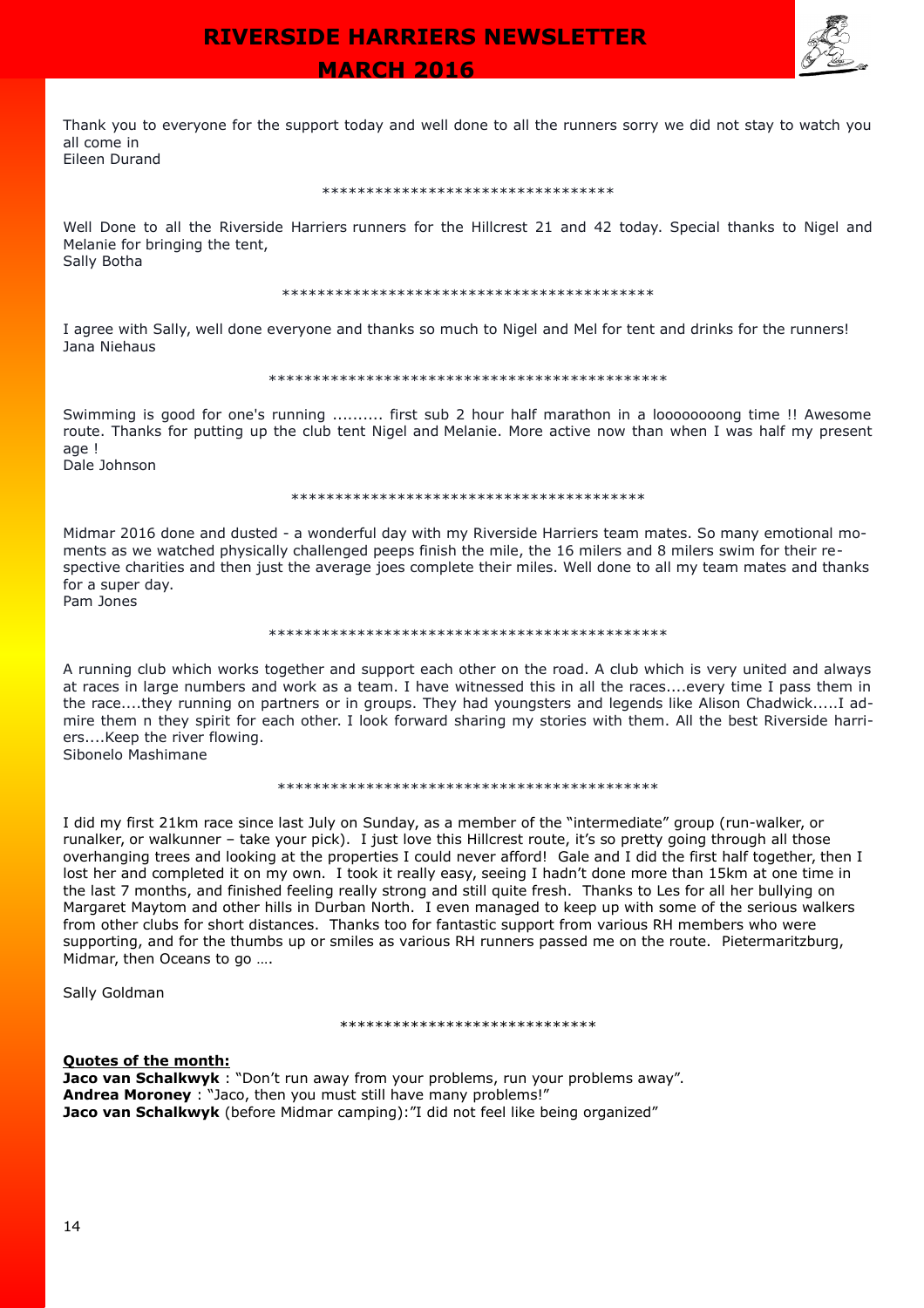Thank you to everyone for the support today and well done to all the runners sorry we did not stay to watch you all come in
Eileen Durand

*********************************

Well Done to all the Riverside Harriers runners for the Hillcrest 21 and 42 today. Special thanks to Nigel and Melanie for bringing the tent,
Sally Botha

******************************************

I agree with Sally, well done everyone and thanks so much to Nigel and Mel for tent and drinks for the runners!
Jana Niehaus

*********************************************

Swimming is good for one's running .......... first sub 2 hour half marathon in a looooooooong time !! Awesome route. Thanks for putting up the club tent Nigel and Melanie. More active now than when I was half my present age !
Dale Johnson

****************************************

Midmar 2016 done and dusted - a wonderful day with my Riverside Harriers team mates. So many emotional moments as we watched physically challenged peeps finish the mile, the 16 milers and 8 milers swim for their respective charities and then just the average joes complete their miles. Well done to all my team mates and thanks for a super day.
Pam Jones

*********************************************

A running club which works together and support each other on the road. A club which is very united and always at races in large numbers and work as a team. I have witnessed this in all the races....every time I pass them in the race....they running on partners or in groups. They had youngsters and legends like Alison Chadwick.....I admire them n they spirit for each other. I look forward sharing my stories with them. All the best Riverside harriers....Keep the river flowing.
Sibonelo Mashimane

*******************************************

I did my first 21km race since last July on Sunday, as a member of the "intermediate" group (run-walker, or runalker, or walkunner – take your pick). I just love this Hillcrest route, it's so pretty going through all those overhanging trees and looking at the properties I could never afford! Gale and I did the first half together, then I lost her and completed it on my own. I took it really easy, seeing I hadn't done more than 15km at one time in the last 7 months, and finished feeling really strong and still quite fresh. Thanks to Les for all her bullying on Margaret Maytom and other hills in Durban North. I even managed to keep up with some of the serious walkers from other clubs for short distances. Thanks too for fantastic support from various RH members who were supporting, and for the thumbs up or smiles as various RH runners passed me on the route. Pietermaritzburg, Midmar, then Oceans to go ….

Sally Goldman

*****************************

**Quotes of the month:**

**Jaco van Schalkwyk** : "Don't run away from your problems, run your problems away".
**Andrea Moroney** : "Jaco, then you must still have many problems!"
**Jaco van Schalkwyk** (before Midmar camping):"I did not feel like being organized"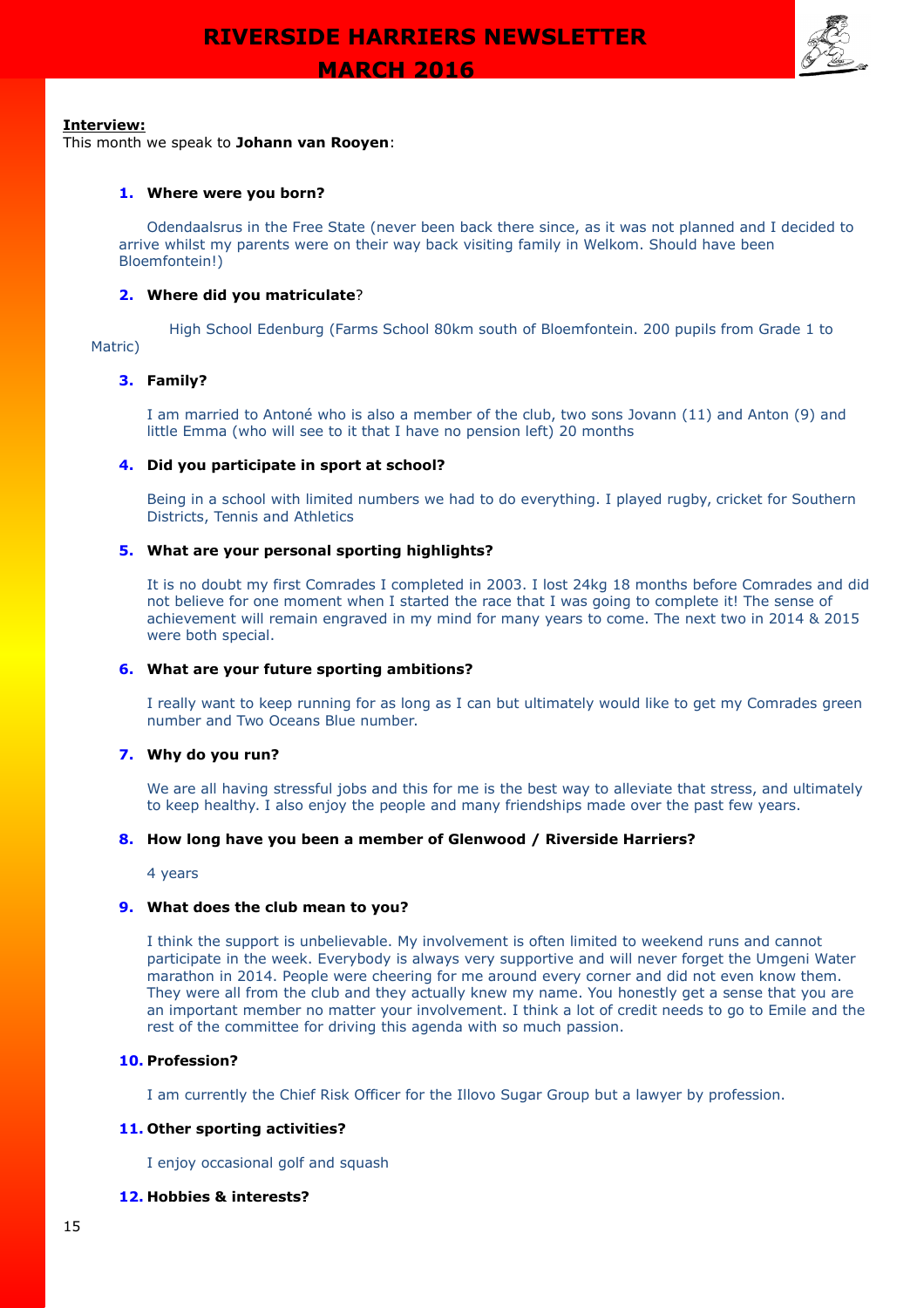**Interview:**
This month we speak to **Johann van Rooyen**:

1. **Where were you born?**

   Odendaalsrus in the Free State (never been back there since, as it was not planned and I decided to arrive whilst my parents were on their way back visiting family in Welkom. Should have been Bloemfontein!)

2. **Where did you matriculate**?

   High School Edenburg (Farms School 80km south of Bloemfontein. 200 pupils from Grade 1 to Matric)

3. **Family?**

   I am married to Antoné who is also a member of the club, two sons Jovann (11) and Anton (9) and little Emma (who will see to it that I have no pension left) 20 months

4. **Did you participate in sport at school?**

   Being in a school with limited numbers we had to do everything. I played rugby, cricket for Southern Districts, Tennis and Athletics

5. **What are your personal sporting highlights?**

   It is no doubt my first Comrades I completed in 2003. I lost 24kg 18 months before Comrades and did not believe for one moment when I started the race that I was going to complete it! The sense of achievement will remain engraved in my mind for many years to come. The next two in 2014 & 2015 were both special.

6. **What are your future sporting ambitions?**

   I really want to keep running for as long as I can but ultimately would like to get my Comrades green number and Two Oceans Blue number.

7. **Why do you run?**

   We are all having stressful jobs and this for me is the best way to alleviate that stress, and ultimately to keep healthy. I also enjoy the people and many friendships made over the past few years.

8. **How long have you been a member of Glenwood / Riverside Harriers?**

   4 years

9. **What does the club mean to you?**

   I think the support is unbelievable. My involvement is often limited to weekend runs and cannot participate in the week. Everybody is always very supportive and will never forget the Umgeni Water marathon in 2014. People were cheering for me around every corner and did not even know them. They were all from the club and they actually knew my name. You honestly get a sense that you are an important member no matter your involvement. I think a lot of credit needs to go to Emile and the rest of the committee for driving this agenda with so much passion.

10. **Profession?**

    I am currently the Chief Risk Officer for the Illovo Sugar Group but a lawyer by profession.

11. **Other sporting activities?**

    I enjoy occasional golf and squash

12. **Hobbies & interests?**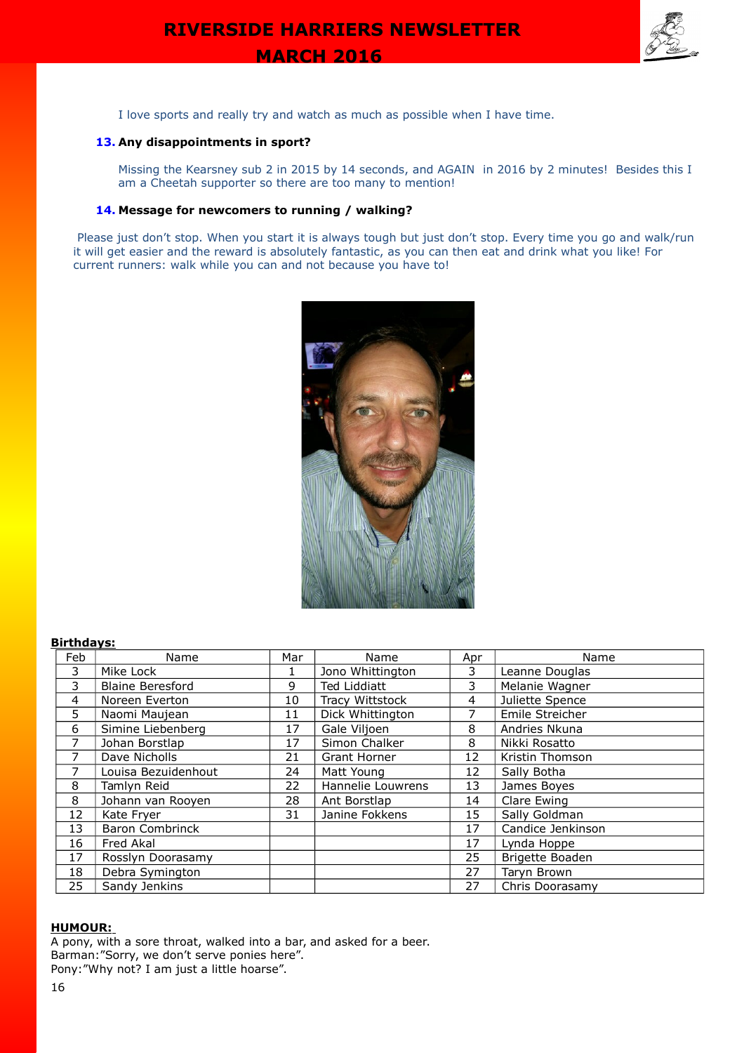I love sports and really try and watch as much as possible when I have time.

**13. Any disappointments in sport?**

Missing the Kearsney sub 2 in 2015 by 14 seconds, and AGAIN in 2016 by 2 minutes! Besides this I am a Cheetah supporter so there are too many to mention!

**14. Message for newcomers to running / walking?**

Please just don't stop. When you start it is always tough but just don't stop. Every time you go and walk/run it will get easier and the reward is absolutely fantastic, as you can then eat and drink what you like! For current runners: walk while you can and not because you have to!

**Birthdays:**

| Feb | Name | Mar | Name | Apr | Name |
|---|---|---|---|---|---|
| 3 | Mike Lock | 1 | Jono Whittington | 3 | Leanne Douglas |
| 3 | Blaine Beresford | 9 | Ted Liddiatt | 3 | Melanie Wagner |
| 4 | Noreen Everton | 10 | Tracy Wittstock | 4 | Juliette Spence |
| 5 | Naomi Maujean | 11 | Dick Whittington | 7 | Emile Streicher |
| 6 | Simine Liebenberg | 17 | Gale Viljoen | 8 | Andries Nkuna |
| 7 | Johan Borstlap | 17 | Simon Chalker | 8 | Nikki Rosatto |
| 7 | Dave Nicholls | 21 | Grant Horner | 12 | Kristin Thomson |
| 7 | Louisa Bezuidenhout | 24 | Matt Young | 12 | Sally Botha |
| 8 | Tamlyn Reid | 22 | Hannelie Louwrens | 13 | James Boyes |
| 8 | Johann van Rooyen | 28 | Ant Borstlap | 14 | Clare Ewing |
| 12 | Kate Fryer | 31 | Janine Fokkens | 15 | Sally Goldman |
| 13 | Baron Combrinck | | | 17 | Candice Jenkinson |
| 16 | Fred Akal | | | 17 | Lynda Hoppe |
| 17 | Rosslyn Doorasamy | | | 25 | Brigette Boaden |
| 18 | Debra Symington | | | 27 | Taryn Brown |
| 25 | Sandy Jenkins | | | 27 | Chris Doorasamy |

**HUMOUR:**

A pony, with a sore throat, walked into a bar, and asked for a beer.
Barman:"Sorry, we don't serve ponies here".
Pony:"Why not? I am just a little hoarse".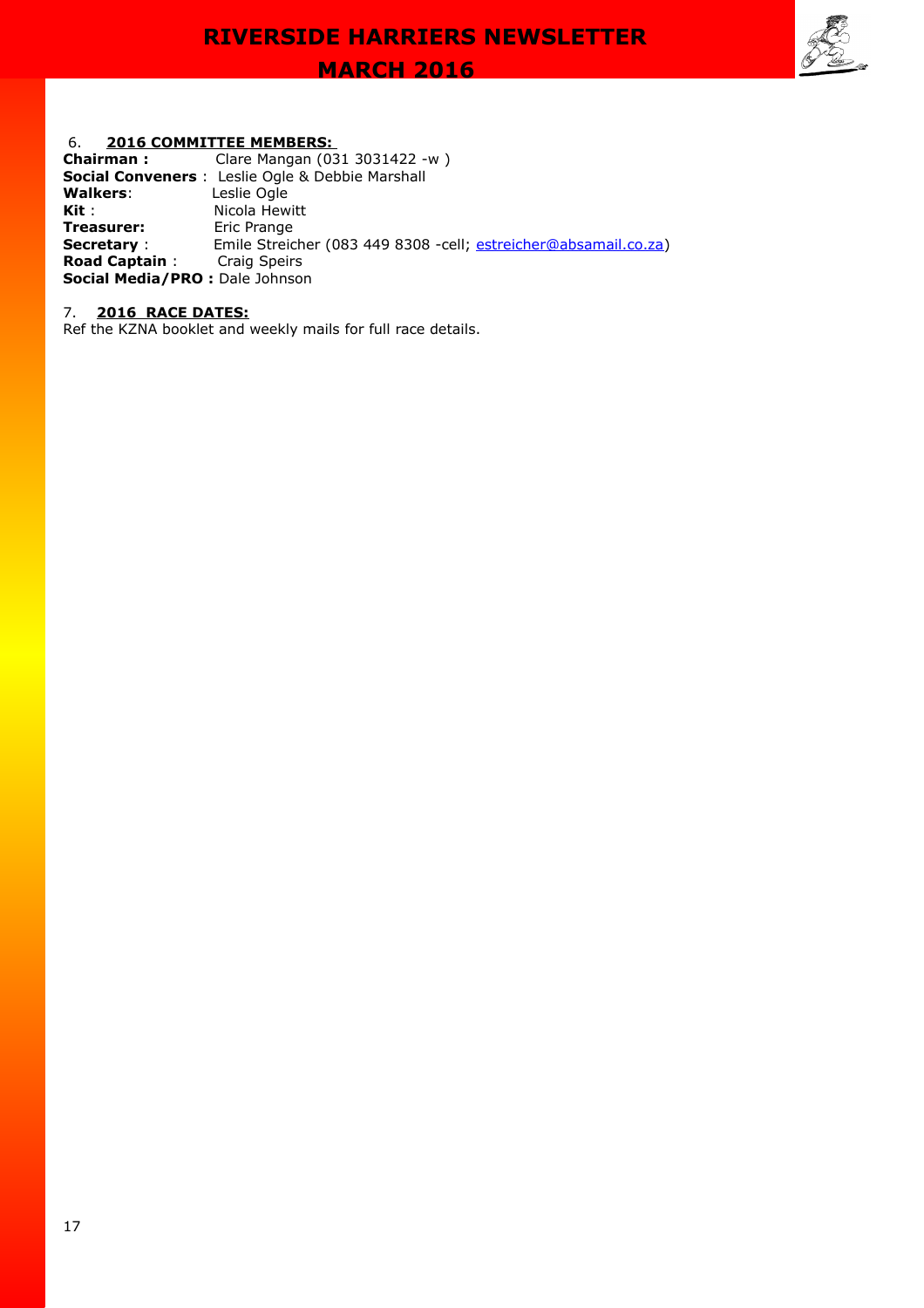6. **2016 COMMITTEE MEMBERS:**

**Chairman :** Clare Mangan (031 3031422 -w )
**Social Conveners** : Leslie Ogle & Debbie Marshall
**Walkers**: Leslie Ogle
**Kit** : Nicola Hewitt
**Treasurer:** Eric Prange
**Secretary** : Emile Streicher (083 449 8308 -cell; estreicher@absamail.co.za)
**Road Captain** : Craig Speirs
**Social Media/PRO :** Dale Johnson

7. **2016 RACE DATES:**

Ref the KZNA booklet and weekly mails for full race details.